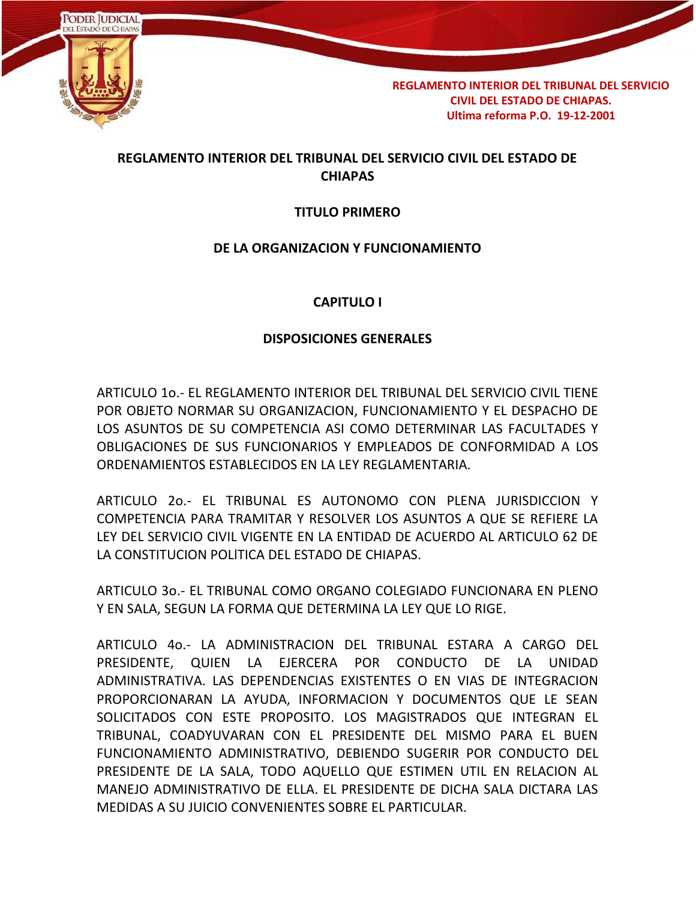# REGLAMENTO INTERIOR DEL TRIBUNAL DEL SERVICIO CIVIL DEL ESTADO DE CHIAPAS

## TITULO PRIMERO

## DE LA ORGANIZACION Y FUNCIONAMIENTO

### CAPITULO I

### DISPOSICIONES GENERALES

ARTICULO 1o.- EL REGLAMENTO INTERIOR DEL TRIBUNAL DEL SERVICIO CIVIL TIENE POR OBJETO NORMAR SU ORGANIZACION, FUNCIONAMIENTO Y EL DESPACHO DE LOS ASUNTOS DE SU COMPETENCIA ASI COMO DETERMINAR LAS FACULTADES Y OBLIGACIONES DE SUS FUNCIONARIOS Y EMPLEADOS DE CONFORMIDAD A LOS ORDENAMIENTOS ESTABLECIDOS EN LA LEY REGLAMENTARIA.

ARTICULO 2o.- EL TRIBUNAL ES AUTONOMO CON PLENA JURISDICCION Y COMPETENCIA PARA TRAMITAR Y RESOLVER LOS ASUNTOS A QUE SE REFIERE LA LEY DEL SERVICIO CIVIL VIGENTE EN LA ENTIDAD DE ACUERDO AL ARTICULO 62 DE LA CONSTITUCION POLITICA DEL ESTADO DE CHIAPAS.

ARTICULO 3o.- EL TRIBUNAL COMO ORGANO COLEGIADO FUNCIONARA EN PLENO Y EN SALA, SEGUN LA FORMA QUE DETERMINA LA LEY QUE LO RIGE.

ARTICULO 4o.- LA ADMINISTRACION DEL TRIBUNAL ESTARA A CARGO DEL PRESIDENTE, QUIEN LA EJERCERA POR CONDUCTO DE LA UNIDAD ADMINISTRATIVA. LAS DEPENDENCIAS EXISTENTES O EN VIAS DE INTEGRACION PROPORCIONARAN LA AYUDA, INFORMACION Y DOCUMENTOS QUE LE SEAN SOLICITADOS CON ESTE PROPOSITO. LOS MAGISTRADOS QUE INTEGRAN EL TRIBUNAL, COADYUVARAN CON EL PRESIDENTE DEL MISMO PARA EL BUEN FUNCIONAMIENTO ADMINISTRATIVO, DEBIENDO SUGERIR POR CONDUCTO DEL PRESIDENTE DE LA SALA, TODO AQUELLO QUE ESTIMEN UTIL EN RELACION AL MANEJO ADMINISTRATIVO DE ELLA. EL PRESIDENTE DE DICHA SALA DICTARA LAS MEDIDAS A SU JUICIO CONVENIENTES SOBRE EL PARTICULAR.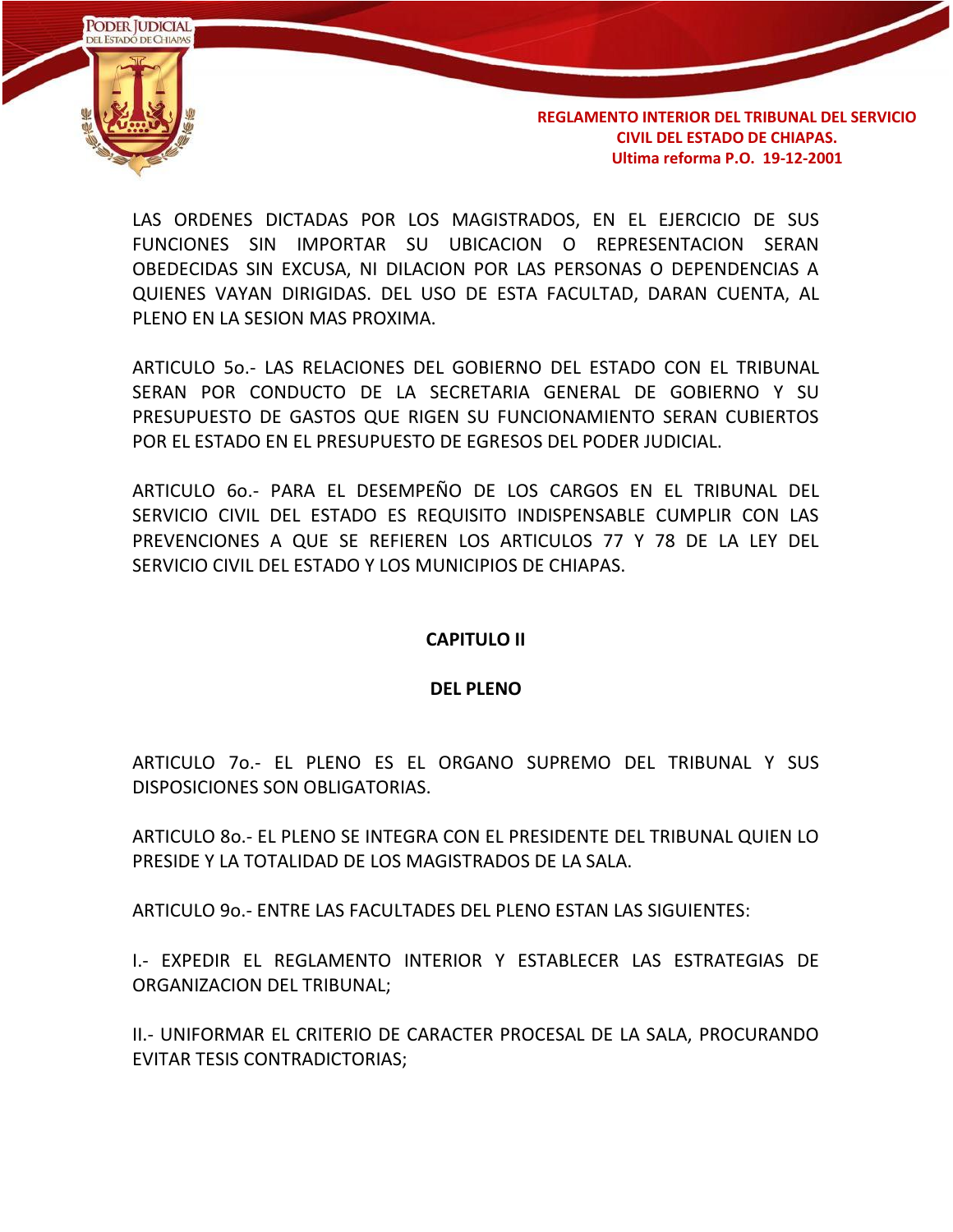LAS ORDENES DICTADAS POR LOS MAGISTRADOS, EN EL EJERCICIO DE SUS FUNCIONES SIN IMPORTAR SU UBICACION O REPRESENTACION SERAN OBEDECIDAS SIN EXCUSA, NI DILACION POR LAS PERSONAS O DEPENDENCIAS A QUIENES VAYAN DIRIGIDAS. DEL USO DE ESTA FACULTAD, DARAN CUENTA, AL PLENO EN LA SESION MAS PROXIMA.

ARTICULO 5o.- LAS RELACIONES DEL GOBIERNO DEL ESTADO CON EL TRIBUNAL SERAN POR CONDUCTO DE LA SECRETARIA GENERAL DE GOBIERNO Y SU PRESUPUESTO DE GASTOS QUE RIGEN SU FUNCIONAMIENTO SERAN CUBIERTOS POR EL ESTADO EN EL PRESUPUESTO DE EGRESOS DEL PODER JUDICIAL.

ARTICULO 6o.- PARA EL DESEMPEÑO DE LOS CARGOS EN EL TRIBUNAL DEL SERVICIO CIVIL DEL ESTADO ES REQUISITO INDISPENSABLE CUMPLIR CON LAS PREVENCIONES A QUE SE REFIEREN LOS ARTICULOS 77 Y 78 DE LA LEY DEL SERVICIO CIVIL DEL ESTADO Y LOS MUNICIPIOS DE CHIAPAS.

## CAPITULO II

## DEL PLENO

ARTICULO 7o.- EL PLENO ES EL ORGANO SUPREMO DEL TRIBUNAL Y SUS DISPOSICIONES SON OBLIGATORIAS.

ARTICULO 8o.- EL PLENO SE INTEGRA CON EL PRESIDENTE DEL TRIBUNAL QUIEN LO PRESIDE Y LA TOTALIDAD DE LOS MAGISTRADOS DE LA SALA.

ARTICULO 9o.- ENTRE LAS FACULTADES DEL PLENO ESTAN LAS SIGUIENTES:

I.- EXPEDIR EL REGLAMENTO INTERIOR Y ESTABLECER LAS ESTRATEGIAS DE ORGANIZACION DEL TRIBUNAL;

II.- UNIFORMAR EL CRITERIO DE CARACTER PROCESAL DE LA SALA, PROCURANDO EVITAR TESIS CONTRADICTORIAS;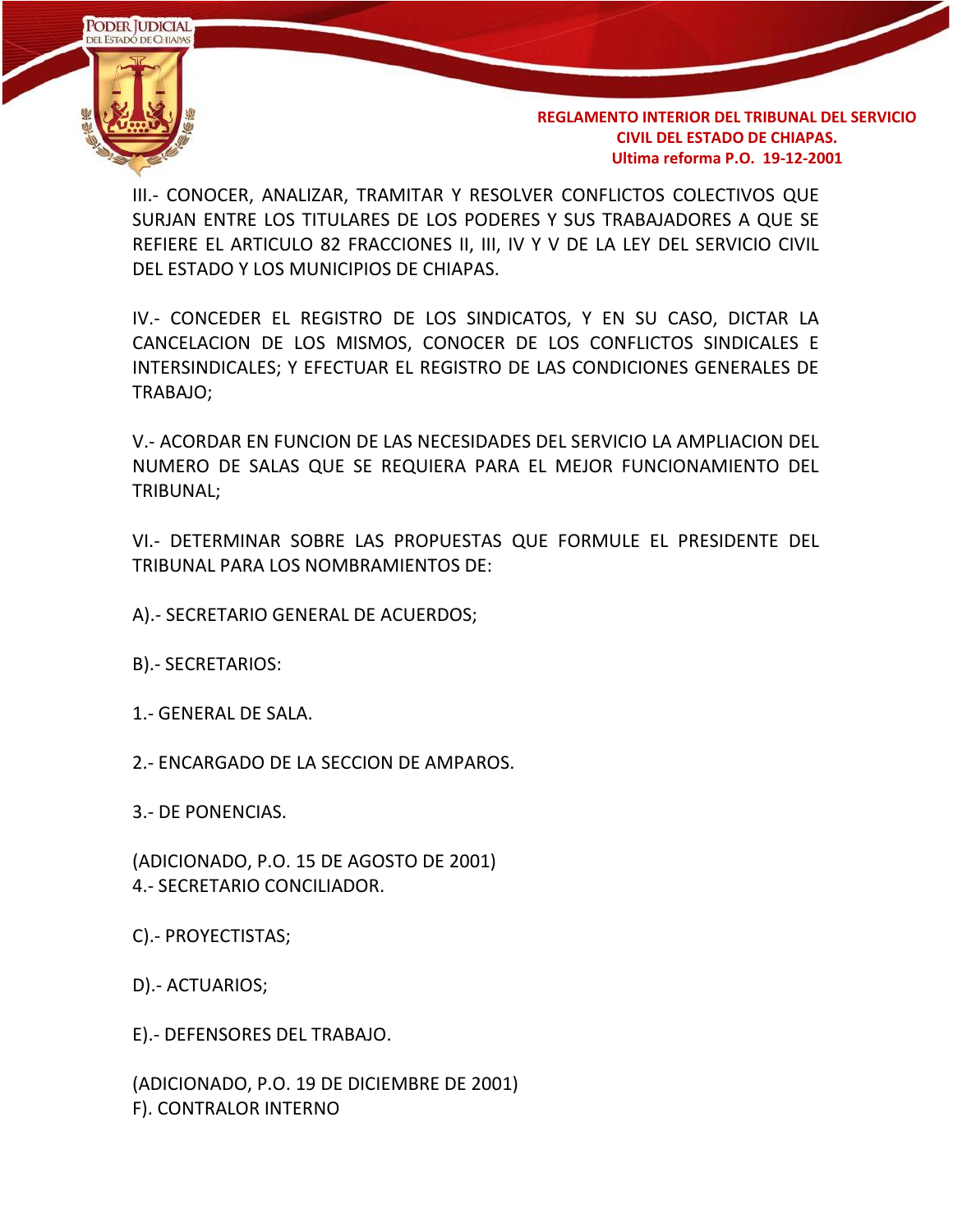III.- CONOCER, ANALIZAR, TRAMITAR Y RESOLVER CONFLICTOS COLECTIVOS QUE SURJAN ENTRE LOS TITULARES DE LOS PODERES Y SUS TRABAJADORES A QUE SE REFIERE EL ARTICULO 82 FRACCIONES II, III, IV Y V DE LA LEY DEL SERVICIO CIVIL DEL ESTADO Y LOS MUNICIPIOS DE CHIAPAS.

IV.- CONCEDER EL REGISTRO DE LOS SINDICATOS, Y EN SU CASO, DICTAR LA CANCELACION DE LOS MISMOS, CONOCER DE LOS CONFLICTOS SINDICALES E INTERSINDICALES; Y EFECTUAR EL REGISTRO DE LAS CONDICIONES GENERALES DE TRABAJO;

V.- ACORDAR EN FUNCION DE LAS NECESIDADES DEL SERVICIO LA AMPLIACION DEL NUMERO DE SALAS QUE SE REQUIERA PARA EL MEJOR FUNCIONAMIENTO DEL TRIBUNAL;

VI.- DETERMINAR SOBRE LAS PROPUESTAS QUE FORMULE EL PRESIDENTE DEL TRIBUNAL PARA LOS NOMBRAMIENTOS DE:

A).- SECRETARIO GENERAL DE ACUERDOS;

B).- SECRETARIOS:

1.- GENERAL DE SALA.

2.- ENCARGADO DE LA SECCION DE AMPAROS.

3.- DE PONENCIAS.

(ADICIONADO, P.O. 15 DE AGOSTO DE 2001)
4.- SECRETARIO CONCILIADOR.

C).- PROYECTISTAS;

D).- ACTUARIOS;

E).- DEFENSORES DEL TRABAJO.

(ADICIONADO, P.O. 19 DE DICIEMBRE DE 2001)
F). CONTRALOR INTERNO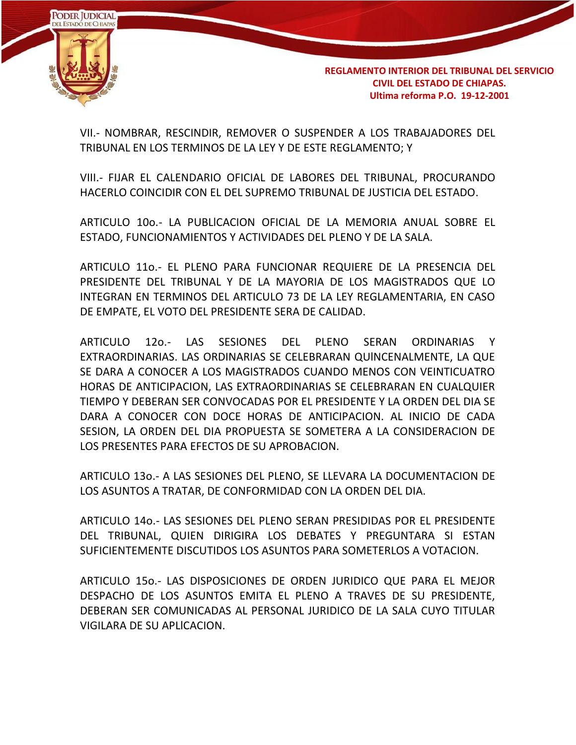VII.- NOMBRAR, RESCINDIR, REMOVER O SUSPENDER A LOS TRABAJADORES DEL TRIBUNAL EN LOS TERMINOS DE LA LEY Y DE ESTE REGLAMENTO; Y

VIII.- FIJAR EL CALENDARIO OFICIAL DE LABORES DEL TRIBUNAL, PROCURANDO HACERLO COINCIDIR CON EL DEL SUPREMO TRIBUNAL DE JUSTICIA DEL ESTADO.

ARTICULO 10o.- LA PUBLICACION OFICIAL DE LA MEMORIA ANUAL SOBRE EL ESTADO, FUNCIONAMIENTOS Y ACTIVIDADES DEL PLENO Y DE LA SALA.

ARTICULO 11o.- EL PLENO PARA FUNCIONAR REQUIERE DE LA PRESENCIA DEL PRESIDENTE DEL TRIBUNAL Y DE LA MAYORIA DE LOS MAGISTRADOS QUE LO INTEGRAN EN TERMINOS DEL ARTICULO 73 DE LA LEY REGLAMENTARIA, EN CASO DE EMPATE, EL VOTO DEL PRESIDENTE SERA DE CALIDAD.

ARTICULO 12o.- LAS SESIONES DEL PLENO SERAN ORDINARIAS Y EXTRAORDINARIAS. LAS ORDINARIAS SE CELEBRARAN QUINCENALMENTE, LA QUE SE DARA A CONOCER A LOS MAGISTRADOS CUANDO MENOS CON VEINTICUATRO HORAS DE ANTICIPACION, LAS EXTRAORDINARIAS SE CELEBRARAN EN CUALQUIER TIEMPO Y DEBERAN SER CONVOCADAS POR EL PRESIDENTE Y LA ORDEN DEL DIA SE DARA A CONOCER CON DOCE HORAS DE ANTICIPACION. AL INICIO DE CADA SESION, LA ORDEN DEL DIA PROPUESTA SE SOMETERA A LA CONSIDERACION DE LOS PRESENTES PARA EFECTOS DE SU APROBACION.

ARTICULO 13o.- A LAS SESIONES DEL PLENO, SE LLEVARA LA DOCUMENTACION DE LOS ASUNTOS A TRATAR, DE CONFORMIDAD CON LA ORDEN DEL DIA.

ARTICULO 14o.- LAS SESIONES DEL PLENO SERAN PRESIDIDAS POR EL PRESIDENTE DEL TRIBUNAL, QUIEN DIRIGIRA LOS DEBATES Y PREGUNTARA SI ESTAN SUFICIENTEMENTE DISCUTIDOS LOS ASUNTOS PARA SOMETERLOS A VOTACION.

ARTICULO 15o.- LAS DISPOSICIONES DE ORDEN JURIDICO QUE PARA EL MEJOR DESPACHO DE LOS ASUNTOS EMITA EL PLENO A TRAVES DE SU PRESIDENTE, DEBERAN SER COMUNICADAS AL PERSONAL JURIDICO DE LA SALA CUYO TITULAR VIGILARA DE SU APLICACION.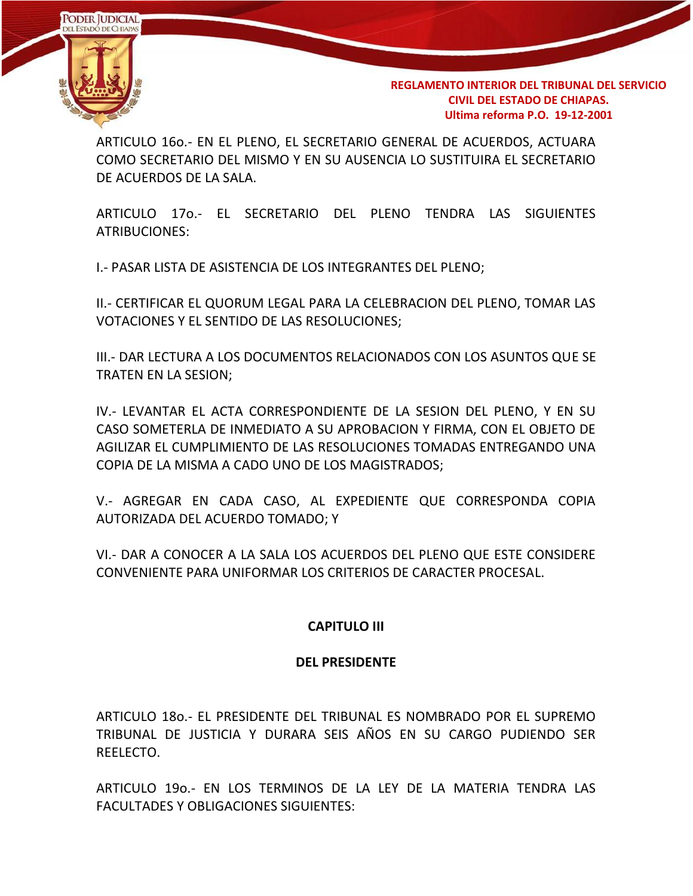ARTICULO 16o.- EN EL PLENO, EL SECRETARIO GENERAL DE ACUERDOS, ACTUARA COMO SECRETARIO DEL MISMO Y EN SU AUSENCIA LO SUSTITUIRA EL SECRETARIO DE ACUERDOS DE LA SALA.

ARTICULO 17o.- EL SECRETARIO DEL PLENO TENDRA LAS SIGUIENTES ATRIBUCIONES:

I.- PASAR LISTA DE ASISTENCIA DE LOS INTEGRANTES DEL PLENO;

II.- CERTIFICAR EL QUORUM LEGAL PARA LA CELEBRACION DEL PLENO, TOMAR LAS VOTACIONES Y EL SENTIDO DE LAS RESOLUCIONES;

III.- DAR LECTURA A LOS DOCUMENTOS RELACIONADOS CON LOS ASUNTOS QUE SE TRATEN EN LA SESION;

IV.- LEVANTAR EL ACTA CORRESPONDIENTE DE LA SESION DEL PLENO, Y EN SU CASO SOMETERLA DE INMEDIATO A SU APROBACION Y FIRMA, CON EL OBJETO DE AGILIZAR EL CUMPLIMIENTO DE LAS RESOLUCIONES TOMADAS ENTREGANDO UNA COPIA DE LA MISMA A CADO UNO DE LOS MAGISTRADOS;

V.- AGREGAR EN CADA CASO, AL EXPEDIENTE QUE CORRESPONDA COPIA AUTORIZADA DEL ACUERDO TOMADO; Y

VI.- DAR A CONOCER A LA SALA LOS ACUERDOS DEL PLENO QUE ESTE CONSIDERE CONVENIENTE PARA UNIFORMAR LOS CRITERIOS DE CARACTER PROCESAL.

## CAPITULO III

## DEL PRESIDENTE

ARTICULO 18o.- EL PRESIDENTE DEL TRIBUNAL ES NOMBRADO POR EL SUPREMO TRIBUNAL DE JUSTICIA Y DURARA SEIS AÑOS EN SU CARGO PUDIENDO SER REELECTO.

ARTICULO 19o.- EN LOS TERMINOS DE LA LEY DE LA MATERIA TENDRA LAS FACULTADES Y OBLIGACIONES SIGUIENTES: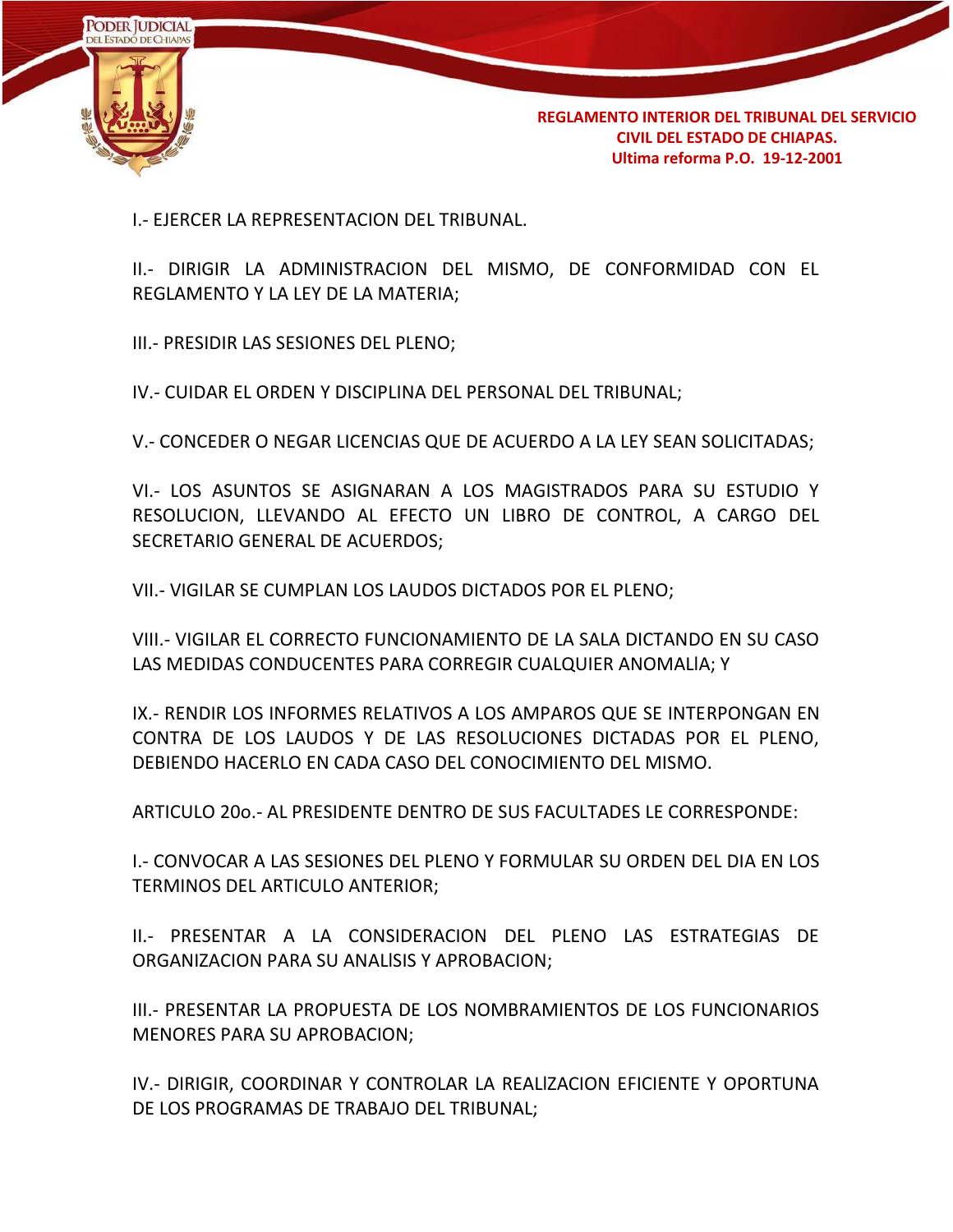I.- EJERCER LA REPRESENTACION DEL TRIBUNAL.

II.- DIRIGIR LA ADMINISTRACION DEL MISMO, DE CONFORMIDAD CON EL REGLAMENTO Y LA LEY DE LA MATERIA;

III.- PRESIDIR LAS SESIONES DEL PLENO;

IV.- CUIDAR EL ORDEN Y DISCIPLINA DEL PERSONAL DEL TRIBUNAL;

V.- CONCEDER O NEGAR LICENCIAS QUE DE ACUERDO A LA LEY SEAN SOLICITADAS;

VI.- LOS ASUNTOS SE ASIGNARAN A LOS MAGISTRADOS PARA SU ESTUDIO Y RESOLUCION, LLEVANDO AL EFECTO UN LIBRO DE CONTROL, A CARGO DEL SECRETARIO GENERAL DE ACUERDOS;

VII.- VIGILAR SE CUMPLAN LOS LAUDOS DICTADOS POR EL PLENO;

VIII.- VIGILAR EL CORRECTO FUNCIONAMIENTO DE LA SALA DICTANDO EN SU CASO LAS MEDIDAS CONDUCENTES PARA CORREGIR CUALQUIER ANOMALÍA; Y

IX.- RENDIR LOS INFORMES RELATIVOS A LOS AMPAROS QUE SE INTERPONGAN EN CONTRA DE LOS LAUDOS Y DE LAS RESOLUCIONES DICTADAS POR EL PLENO, DEBIENDO HACERLO EN CADA CASO DEL CONOCIMIENTO DEL MISMO.

ARTICULO 20o.- AL PRESIDENTE DENTRO DE SUS FACULTADES LE CORRESPONDE:

I.- CONVOCAR A LAS SESIONES DEL PLENO Y FORMULAR SU ORDEN DEL DIA EN LOS TERMINOS DEL ARTICULO ANTERIOR;

II.- PRESENTAR A LA CONSIDERACION DEL PLENO LAS ESTRATEGIAS DE ORGANIZACION PARA SU ANALÍSIS Y APROBACION;

III.- PRESENTAR LA PROPUESTA DE LOS NOMBRAMIENTOS DE LOS FUNCIONARIOS MENORES PARA SU APROBACION;

IV.- DIRIGIR, COORDINAR Y CONTROLAR LA REALÍZACION EFICIENTE Y OPORTUNA DE LOS PROGRAMAS DE TRABAJO DEL TRIBUNAL;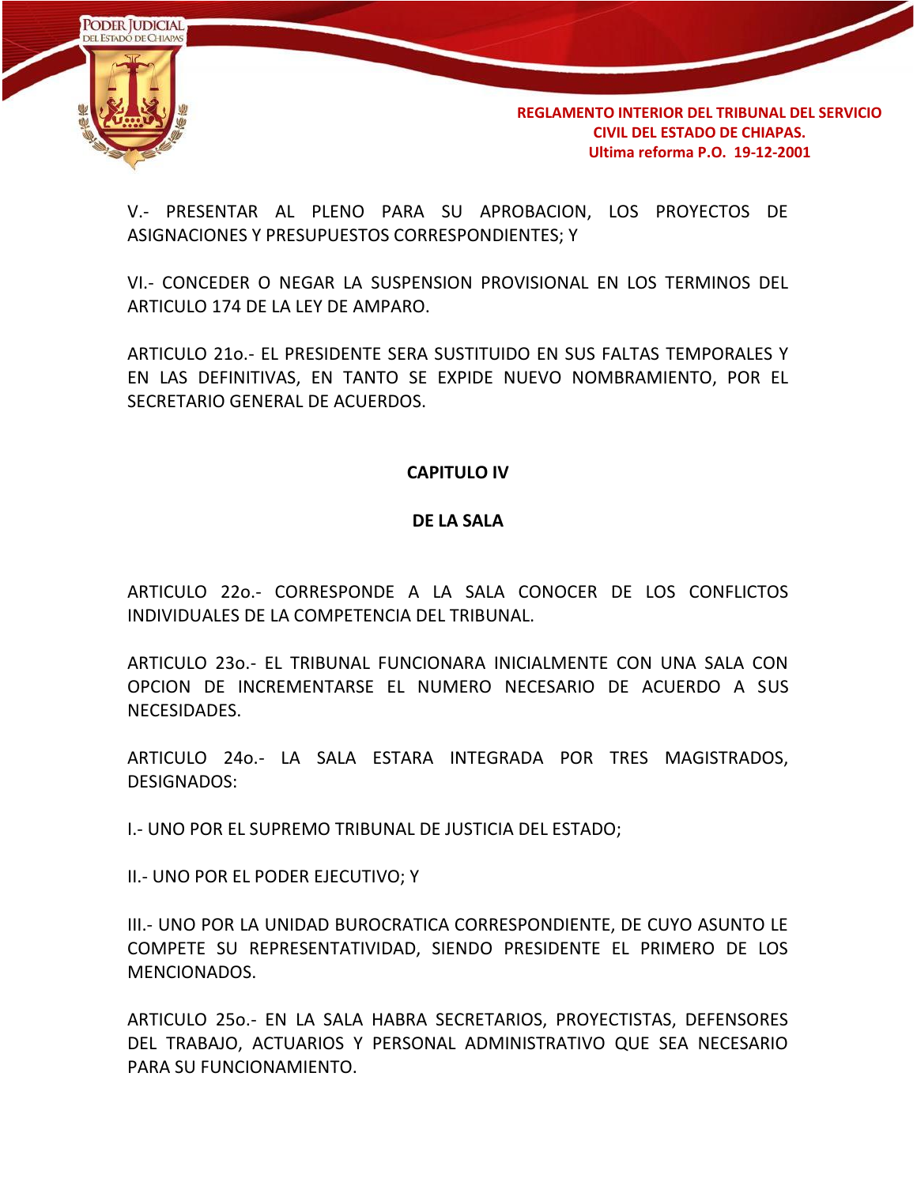V.- PRESENTAR AL PLENO PARA SU APROBACION, LOS PROYECTOS DE ASIGNACIONES Y PRESUPUESTOS CORRESPONDIENTES; Y

VI.- CONCEDER O NEGAR LA SUSPENSION PROVISIONAL EN LOS TERMINOS DEL ARTICULO 174 DE LA LEY DE AMPARO.

ARTICULO 21o.- EL PRESIDENTE SERA SUSTITUIDO EN SUS FALTAS TEMPORALES Y EN LAS DEFINITIVAS, EN TANTO SE EXPIDE NUEVO NOMBRAMIENTO, POR EL SECRETARIO GENERAL DE ACUERDOS.

## CAPITULO IV

## DE LA SALA

ARTICULO 22o.- CORRESPONDE A LA SALA CONOCER DE LOS CONFLICTOS INDIVIDUALES DE LA COMPETENCIA DEL TRIBUNAL.

ARTICULO 23o.- EL TRIBUNAL FUNCIONARA INICIALMENTE CON UNA SALA CON OPCION DE INCREMENTARSE EL NUMERO NECESARIO DE ACUERDO A SUS NECESIDADES.

ARTICULO 24o.- LA SALA ESTARA INTEGRADA POR TRES MAGISTRADOS, DESIGNADOS:

I.- UNO POR EL SUPREMO TRIBUNAL DE JUSTICIA DEL ESTADO;

II.- UNO POR EL PODER EJECUTIVO; Y

III.- UNO POR LA UNIDAD BUROCRATICA CORRESPONDIENTE, DE CUYO ASUNTO LE COMPETE SU REPRESENTATIVIDAD, SIENDO PRESIDENTE EL PRIMERO DE LOS MENCIONADOS.

ARTICULO 25o.- EN LA SALA HABRA SECRETARIOS, PROYECTISTAS, DEFENSORES DEL TRABAJO, ACTUARIOS Y PERSONAL ADMINISTRATIVO QUE SEA NECESARIO PARA SU FUNCIONAMIENTO.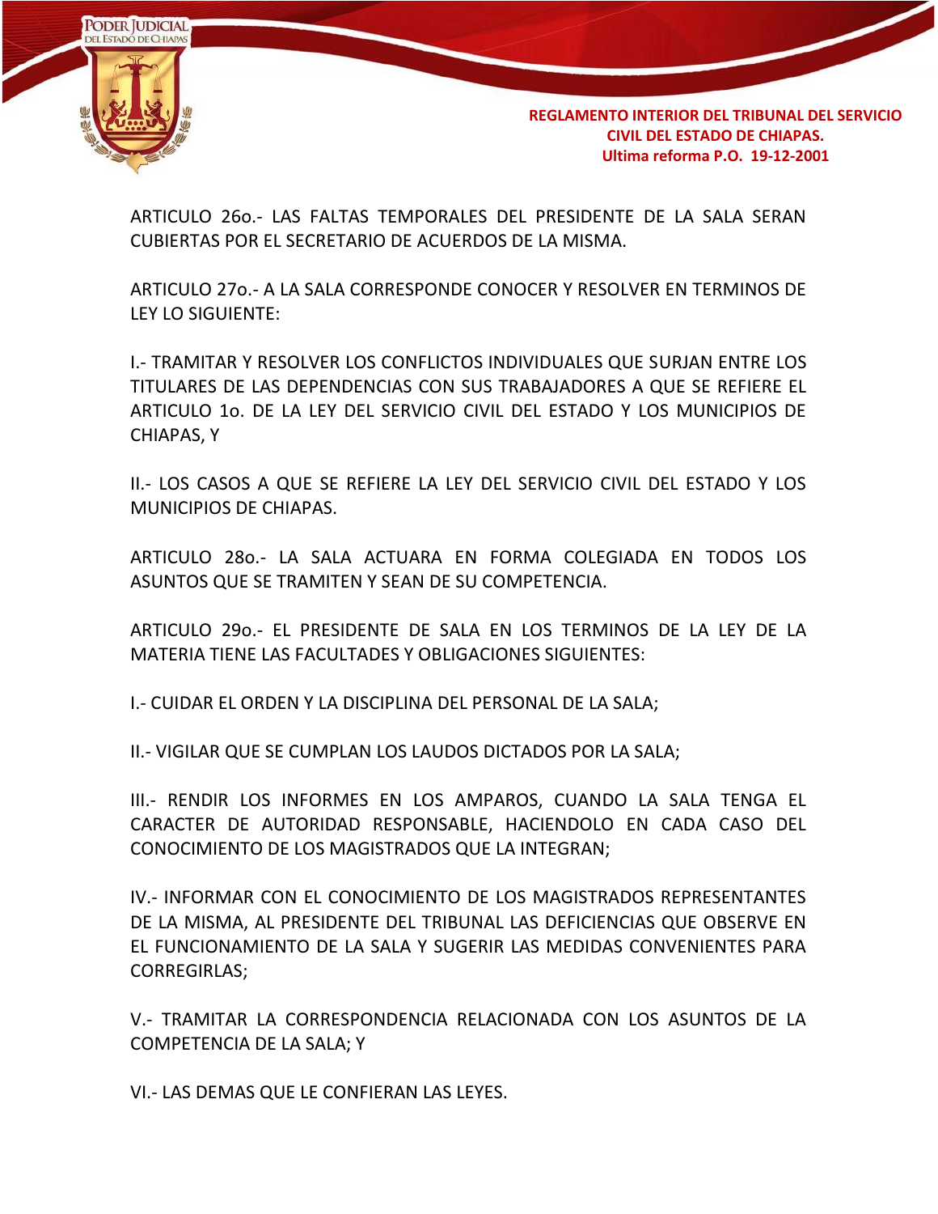ARTICULO 26o.- LAS FALTAS TEMPORALES DEL PRESIDENTE DE LA SALA SERAN CUBIERTAS POR EL SECRETARIO DE ACUERDOS DE LA MISMA.

ARTICULO 27o.- A LA SALA CORRESPONDE CONOCER Y RESOLVER EN TERMINOS DE LEY LO SIGUIENTE:

I.- TRAMITAR Y RESOLVER LOS CONFLICTOS INDIVIDUALES QUE SURJAN ENTRE LOS TITULARES DE LAS DEPENDENCIAS CON SUS TRABAJADORES A QUE SE REFIERE EL ARTICULO 1o. DE LA LEY DEL SERVICIO CIVIL DEL ESTADO Y LOS MUNICIPIOS DE CHIAPAS, Y

II.- LOS CASOS A QUE SE REFIERE LA LEY DEL SERVICIO CIVIL DEL ESTADO Y LOS MUNICIPIOS DE CHIAPAS.

ARTICULO 28o.- LA SALA ACTUARA EN FORMA COLEGIADA EN TODOS LOS ASUNTOS QUE SE TRAMITEN Y SEAN DE SU COMPETENCIA.

ARTICULO 29o.- EL PRESIDENTE DE SALA EN LOS TERMINOS DE LA LEY DE LA MATERIA TIENE LAS FACULTADES Y OBLIGACIONES SIGUIENTES:

I.- CUIDAR EL ORDEN Y LA DISCIPLINA DEL PERSONAL DE LA SALA;

II.- VIGILAR QUE SE CUMPLAN LOS LAUDOS DICTADOS POR LA SALA;

III.- RENDIR LOS INFORMES EN LOS AMPAROS, CUANDO LA SALA TENGA EL CARACTER DE AUTORIDAD RESPONSABLE, HACIENDOLO EN CADA CASO DEL CONOCIMIENTO DE LOS MAGISTRADOS QUE LA INTEGRAN;

IV.- INFORMAR CON EL CONOCIMIENTO DE LOS MAGISTRADOS REPRESENTANTES DE LA MISMA, AL PRESIDENTE DEL TRIBUNAL LAS DEFICIENCIAS QUE OBSERVE EN EL FUNCIONAMIENTO DE LA SALA Y SUGERIR LAS MEDIDAS CONVENIENTES PARA CORREGIRLAS;

V.- TRAMITAR LA CORRESPONDENCIA RELACIONADA CON LOS ASUNTOS DE LA COMPETENCIA DE LA SALA; Y

VI.- LAS DEMAS QUE LE CONFIERAN LAS LEYES.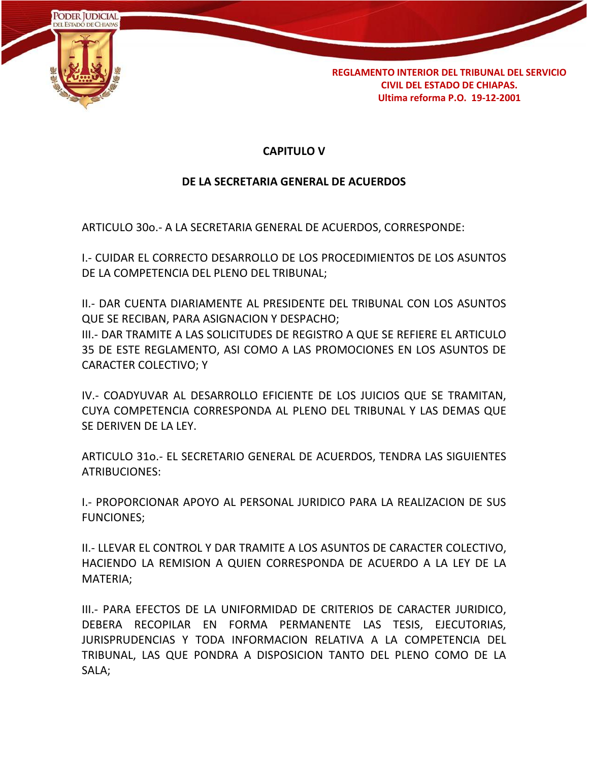## CAPITULO V

## DE LA SECRETARIA GENERAL DE ACUERDOS

ARTICULO 30o.- A LA SECRETARIA GENERAL DE ACUERDOS, CORRESPONDE:

I.- CUIDAR EL CORRECTO DESARROLLO DE LOS PROCEDIMIENTOS DE LOS ASUNTOS DE LA COMPETENCIA DEL PLENO DEL TRIBUNAL;

II.- DAR CUENTA DIARIAMENTE AL PRESIDENTE DEL TRIBUNAL CON LOS ASUNTOS QUE SE RECIBAN, PARA ASIGNACION Y DESPACHO;

III.- DAR TRAMITE A LAS SOLICITUDES DE REGISTRO A QUE SE REFIERE EL ARTICULO 35 DE ESTE REGLAMENTO, ASI COMO A LAS PROMOCIONES EN LOS ASUNTOS DE CARACTER COLECTIVO; Y

IV.- COADYUVAR AL DESARROLLO EFICIENTE DE LOS JUICIOS QUE SE TRAMITAN, CUYA COMPETENCIA CORRESPONDA AL PLENO DEL TRIBUNAL Y LAS DEMAS QUE SE DERIVEN DE LA LEY.

ARTICULO 31o.- EL SECRETARIO GENERAL DE ACUERDOS, TENDRA LAS SIGUIENTES ATRIBUCIONES:

I.- PROPORCIONAR APOYO AL PERSONAL JURIDICO PARA LA REALÍZACION DE SUS FUNCIONES;

II.- LLEVAR EL CONTROL Y DAR TRAMITE A LOS ASUNTOS DE CARACTER COLECTIVO, HACIENDO LA REMISION A QUIEN CORRESPONDA DE ACUERDO A LA LEY DE LA MATERIA;

III.- PARA EFECTOS DE LA UNIFORMIDAD DE CRITERIOS DE CARACTER JURIDICO, DEBERA RECOPILAR EN FORMA PERMANENTE LAS TESIS, EJECUTORIAS, JURISPRUDENCIAS Y TODA INFORMACION RELATIVA A LA COMPETENCIA DEL TRIBUNAL, LAS QUE PONDRA A DISPOSICION TANTO DEL PLENO COMO DE LA SALA;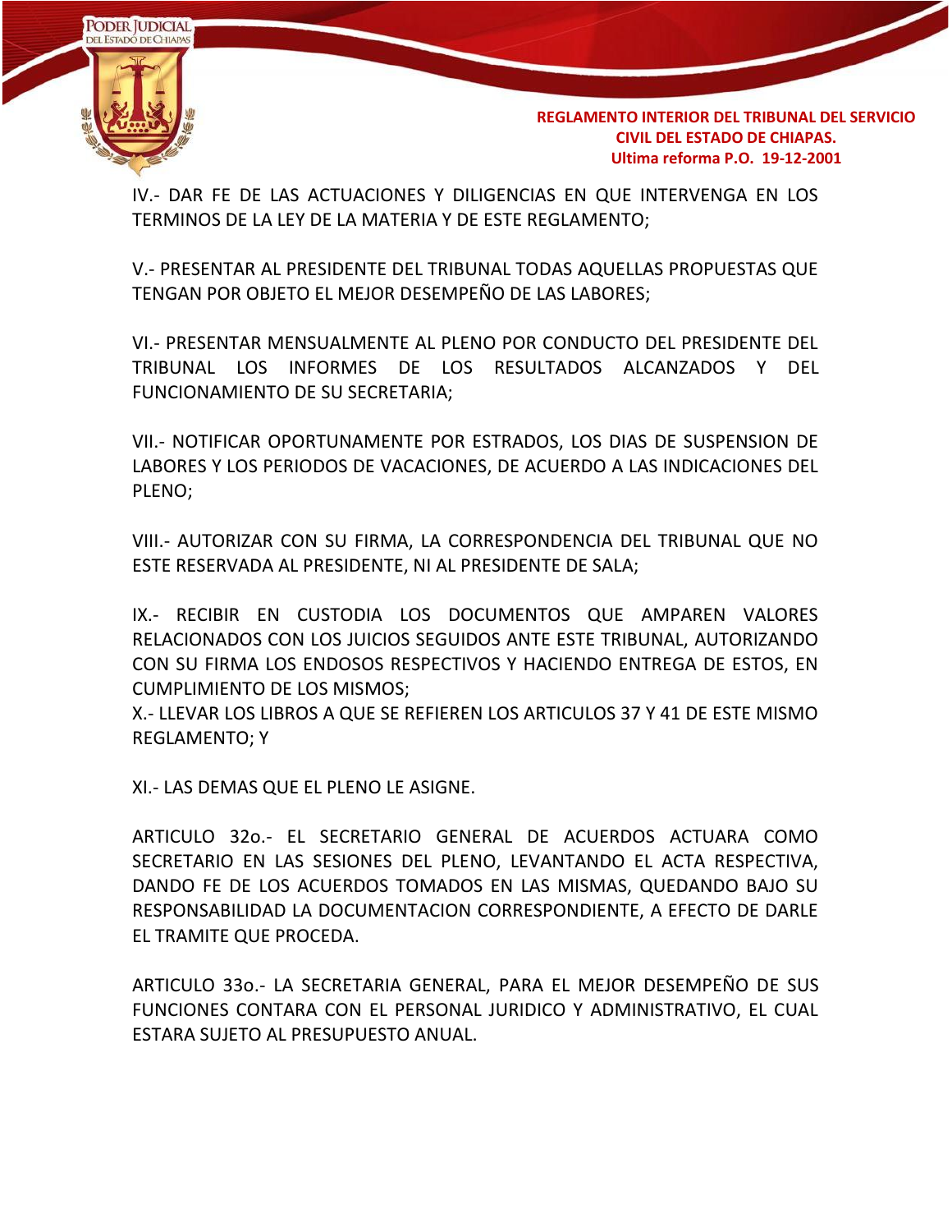IV.- DAR FE DE LAS ACTUACIONES Y DILIGENCIAS EN QUE INTERVENGA EN LOS TERMINOS DE LA LEY DE LA MATERIA Y DE ESTE REGLAMENTO;

V.- PRESENTAR AL PRESIDENTE DEL TRIBUNAL TODAS AQUELLAS PROPUESTAS QUE TENGAN POR OBJETO EL MEJOR DESEMPEÑO DE LAS LABORES;

VI.- PRESENTAR MENSUALMENTE AL PLENO POR CONDUCTO DEL PRESIDENTE DEL TRIBUNAL LOS INFORMES DE LOS RESULTADOS ALCANZADOS Y DEL FUNCIONAMIENTO DE SU SECRETARIA;

VII.- NOTIFICAR OPORTUNAMENTE POR ESTRADOS, LOS DIAS DE SUSPENSION DE LABORES Y LOS PERIODOS DE VACACIONES, DE ACUERDO A LAS INDICACIONES DEL PLENO;

VIII.- AUTORIZAR CON SU FIRMA, LA CORRESPONDENCIA DEL TRIBUNAL QUE NO ESTE RESERVADA AL PRESIDENTE, NI AL PRESIDENTE DE SALA;

IX.- RECIBIR EN CUSTODIA LOS DOCUMENTOS QUE AMPAREN VALORES RELACIONADOS CON LOS JUICIOS SEGUIDOS ANTE ESTE TRIBUNAL, AUTORIZANDO CON SU FIRMA LOS ENDOSOS RESPECTIVOS Y HACIENDO ENTREGA DE ESTOS, EN CUMPLIMIENTO DE LOS MISMOS;

X.- LLEVAR LOS LIBROS A QUE SE REFIEREN LOS ARTICULOS 37 Y 41 DE ESTE MISMO REGLAMENTO; Y

XI.- LAS DEMAS QUE EL PLENO LE ASIGNE.

ARTICULO 32o.- EL SECRETARIO GENERAL DE ACUERDOS ACTUARA COMO SECRETARIO EN LAS SESIONES DEL PLENO, LEVANTANDO EL ACTA RESPECTIVA, DANDO FE DE LOS ACUERDOS TOMADOS EN LAS MISMAS, QUEDANDO BAJO SU RESPONSABILIDAD LA DOCUMENTACION CORRESPONDIENTE, A EFECTO DE DARLE EL TRAMITE QUE PROCEDA.

ARTICULO 33o.- LA SECRETARIA GENERAL, PARA EL MEJOR DESEMPEÑO DE SUS FUNCIONES CONTARA CON EL PERSONAL JURIDICO Y ADMINISTRATIVO, EL CUAL ESTARA SUJETO AL PRESUPUESTO ANUAL.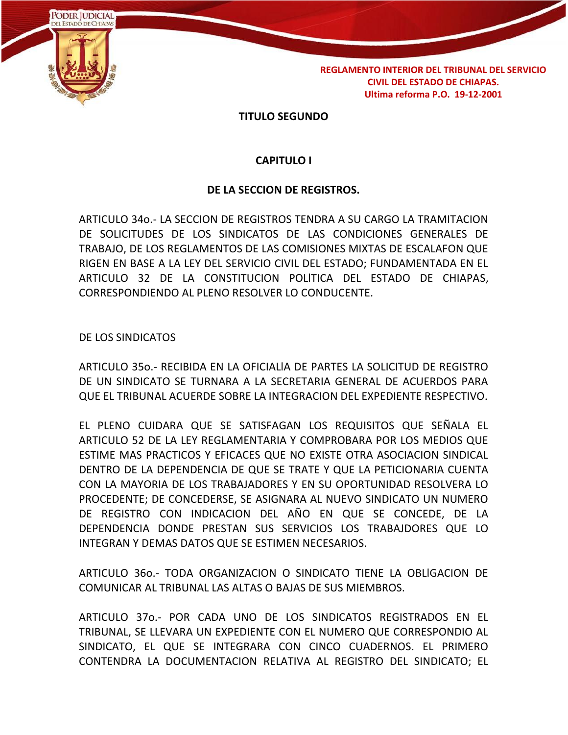## TITULO SEGUNDO

### CAPITULO I

### DE LA SECCION DE REGISTROS.

ARTICULO 34o.- LA SECCION DE REGISTROS TENDRA A SU CARGO LA TRAMITACION DE SOLICITUDES DE LOS SINDICATOS DE LAS CONDICIONES GENERALES DE TRABAJO, DE LOS REGLAMENTOS DE LAS COMISIONES MIXTAS DE ESCALAFON QUE RIGEN EN BASE A LA LEY DEL SERVICIO CIVIL DEL ESTADO; FUNDAMENTADA EN EL ARTICULO 32 DE LA CONSTITUCION POLÍTICA DEL ESTADO DE CHIAPAS, CORRESPONDIENDO AL PLENO RESOLVER LO CONDUCENTE.

DE LOS SINDICATOS

ARTICULO 35o.- RECIBIDA EN LA OFICIALÍA DE PARTES LA SOLICITUD DE REGISTRO DE UN SINDICATO SE TURNARA A LA SECRETARIA GENERAL DE ACUERDOS PARA QUE EL TRIBUNAL ACUERDE SOBRE LA INTEGRACION DEL EXPEDIENTE RESPECTIVO.

EL PLENO CUIDARA QUE SE SATISFAGAN LOS REQUISITOS QUE SEÑALA EL ARTICULO 52 DE LA LEY REGLAMENTARIA Y COMPROBARA POR LOS MEDIOS QUE ESTIME MAS PRACTICOS Y EFICACES QUE NO EXISTE OTRA ASOCIACION SINDICAL DENTRO DE LA DEPENDENCIA DE QUE SE TRATE Y QUE LA PETICIONARIA CUENTA CON LA MAYORIA DE LOS TRABAJADORES Y EN SU OPORTUNIDAD RESOLVERA LO PROCEDENTE; DE CONCEDERSE, SE ASIGNARA AL NUEVO SINDICATO UN NUMERO DE REGISTRO CON INDICACION DEL AÑO EN QUE SE CONCEDE, DE LA DEPENDENCIA DONDE PRESTAN SUS SERVICIOS LOS TRABAJDORES QUE LO INTEGRAN Y DEMAS DATOS QUE SE ESTIMEN NECESARIOS.

ARTICULO 36o.- TODA ORGANIZACION O SINDICATO TIENE LA OBLÍGACION DE COMUNICAR AL TRIBUNAL LAS ALTAS O BAJAS DE SUS MIEMBROS.

ARTICULO 37o.- POR CADA UNO DE LOS SINDICATOS REGISTRADOS EN EL TRIBUNAL, SE LLEVARA UN EXPEDIENTE CON EL NUMERO QUE CORRESPONDIO AL SINDICATO, EL QUE SE INTEGRARA CON CINCO CUADERNOS. EL PRIMERO CONTENDRA LA DOCUMENTACION RELATIVA AL REGISTRO DEL SINDICATO; EL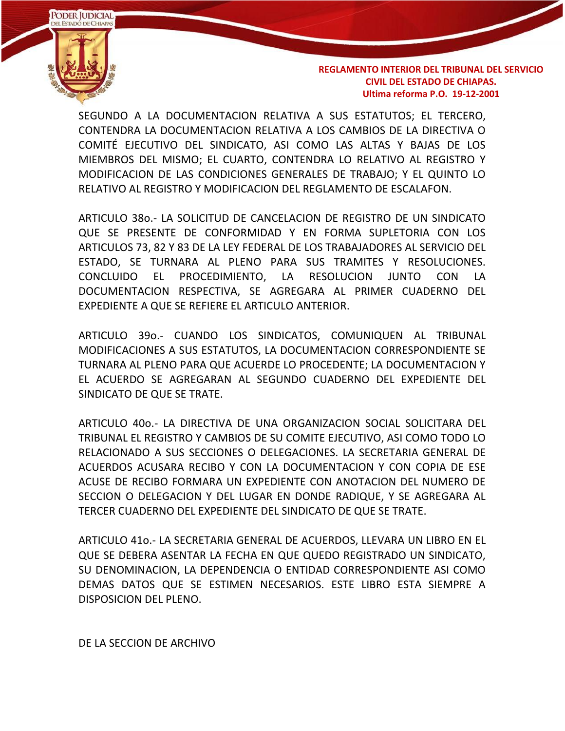SEGUNDO A LA DOCUMENTACION RELATIVA A SUS ESTATUTOS; EL TERCERO, CONTENDRA LA DOCUMENTACION RELATIVA A LOS CAMBIOS DE LA DIRECTIVA O COMITÉ EJECUTIVO DEL SINDICATO, ASI COMO LAS ALTAS Y BAJAS DE LOS MIEMBROS DEL MISMO; EL CUARTO, CONTENDRA LO RELATIVO AL REGISTRO Y MODIFICACION DE LAS CONDICIONES GENERALES DE TRABAJO; Y EL QUINTO LO RELATIVO AL REGISTRO Y MODIFICACION DEL REGLAMENTO DE ESCALAFON.

ARTICULO 38o.- LA SOLICITUD DE CANCELACION DE REGISTRO DE UN SINDICATO QUE SE PRESENTE DE CONFORMIDAD Y EN FORMA SUPLETORIA CON LOS ARTICULOS 73, 82 Y 83 DE LA LEY FEDERAL DE LOS TRABAJADORES AL SERVICIO DEL ESTADO, SE TURNARA AL PLENO PARA SUS TRAMITES Y RESOLUCIONES. CONCLUIDO EL PROCEDIMIENTO, LA RESOLUCION JUNTO CON LA DOCUMENTACION RESPECTIVA, SE AGREGARA AL PRIMER CUADERNO DEL EXPEDIENTE A QUE SE REFIERE EL ARTICULO ANTERIOR.

ARTICULO 39o.- CUANDO LOS SINDICATOS, COMUNIQUEN AL TRIBUNAL MODIFICACIONES A SUS ESTATUTOS, LA DOCUMENTACION CORRESPONDIENTE SE TURNARA AL PLENO PARA QUE ACUERDE LO PROCEDENTE; LA DOCUMENTACION Y EL ACUERDO SE AGREGARAN AL SEGUNDO CUADERNO DEL EXPEDIENTE DEL SINDICATO DE QUE SE TRATE.

ARTICULO 40o.- LA DIRECTIVA DE UNA ORGANIZACION SOCIAL SOLICITARA DEL TRIBUNAL EL REGISTRO Y CAMBIOS DE SU COMITE EJECUTIVO, ASI COMO TODO LO RELACIONADO A SUS SECCIONES O DELEGACIONES. LA SECRETARIA GENERAL DE ACUERDOS ACUSARA RECIBO Y CON LA DOCUMENTACION Y CON COPIA DE ESE ACUSE DE RECIBO FORMARA UN EXPEDIENTE CON ANOTACION DEL NUMERO DE SECCION O DELEGACION Y DEL LUGAR EN DONDE RADIQUE, Y SE AGREGARA AL TERCER CUADERNO DEL EXPEDIENTE DEL SINDICATO DE QUE SE TRATE.

ARTICULO 41o.- LA SECRETARIA GENERAL DE ACUERDOS, LLEVARA UN LIBRO EN EL QUE SE DEBERA ASENTAR LA FECHA EN QUE QUEDO REGISTRADO UN SINDICATO, SU DENOMINACION, LA DEPENDENCIA O ENTIDAD CORRESPONDIENTE ASI COMO DEMAS DATOS QUE SE ESTIMEN NECESARIOS. ESTE LIBRO ESTA SIEMPRE A DISPOSICION DEL PLENO.

## DE LA SECCION DE ARCHIVO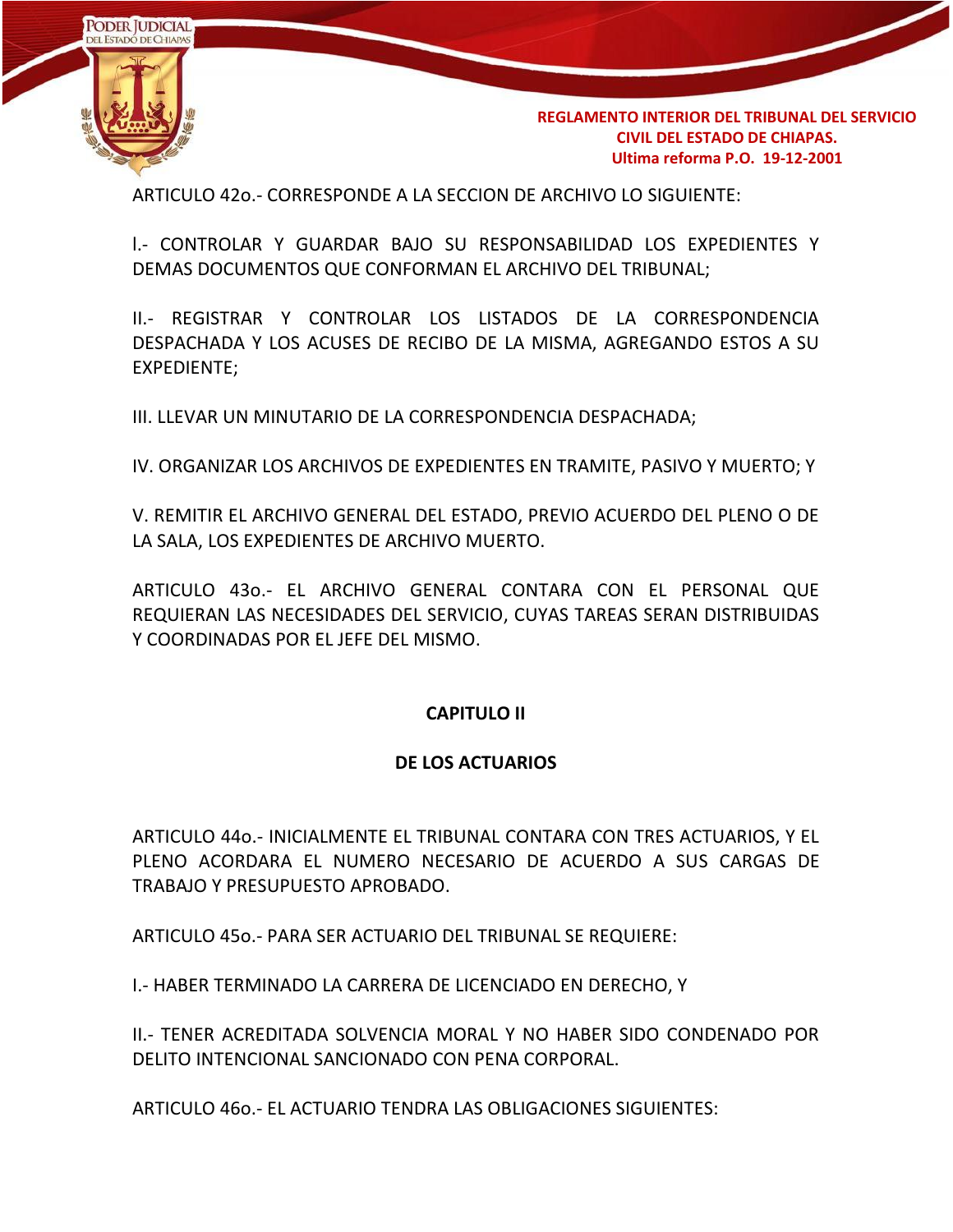ARTICULO 42o.- CORRESPONDE A LA SECCION DE ARCHIVO LO SIGUIENTE:

I.- CONTROLAR Y GUARDAR BAJO SU RESPONSABILIDAD LOS EXPEDIENTES Y DEMAS DOCUMENTOS QUE CONFORMAN EL ARCHIVO DEL TRIBUNAL;

II.- REGISTRAR Y CONTROLAR LOS LISTADOS DE LA CORRESPONDENCIA DESPACHADA Y LOS ACUSES DE RECIBO DE LA MISMA, AGREGANDO ESTOS A SU EXPEDIENTE;

III. LLEVAR UN MINUTARIO DE LA CORRESPONDENCIA DESPACHADA;

IV. ORGANIZAR LOS ARCHIVOS DE EXPEDIENTES EN TRAMITE, PASIVO Y MUERTO; Y

V. REMITIR EL ARCHIVO GENERAL DEL ESTADO, PREVIO ACUERDO DEL PLENO O DE LA SALA, LOS EXPEDIENTES DE ARCHIVO MUERTO.

ARTICULO 43o.- EL ARCHIVO GENERAL CONTARA CON EL PERSONAL QUE REQUIERAN LAS NECESIDADES DEL SERVICIO, CUYAS TAREAS SERAN DISTRIBUIDAS Y COORDINADAS POR EL JEFE DEL MISMO.

## CAPITULO II

## DE LOS ACTUARIOS

ARTICULO 44o.- INICIALMENTE EL TRIBUNAL CONTARA CON TRES ACTUARIOS, Y EL PLENO ACORDARA EL NUMERO NECESARIO DE ACUERDO A SUS CARGAS DE TRABAJO Y PRESUPUESTO APROBADO.

ARTICULO 45o.- PARA SER ACTUARIO DEL TRIBUNAL SE REQUIERE:

I.- HABER TERMINADO LA CARRERA DE LICENCIADO EN DERECHO, Y

II.- TENER ACREDITADA SOLVENCIA MORAL Y NO HABER SIDO CONDENADO POR DELITO INTENCIONAL SANCIONADO CON PENA CORPORAL.

ARTICULO 46o.- EL ACTUARIO TENDRA LAS OBLIGACIONES SIGUIENTES: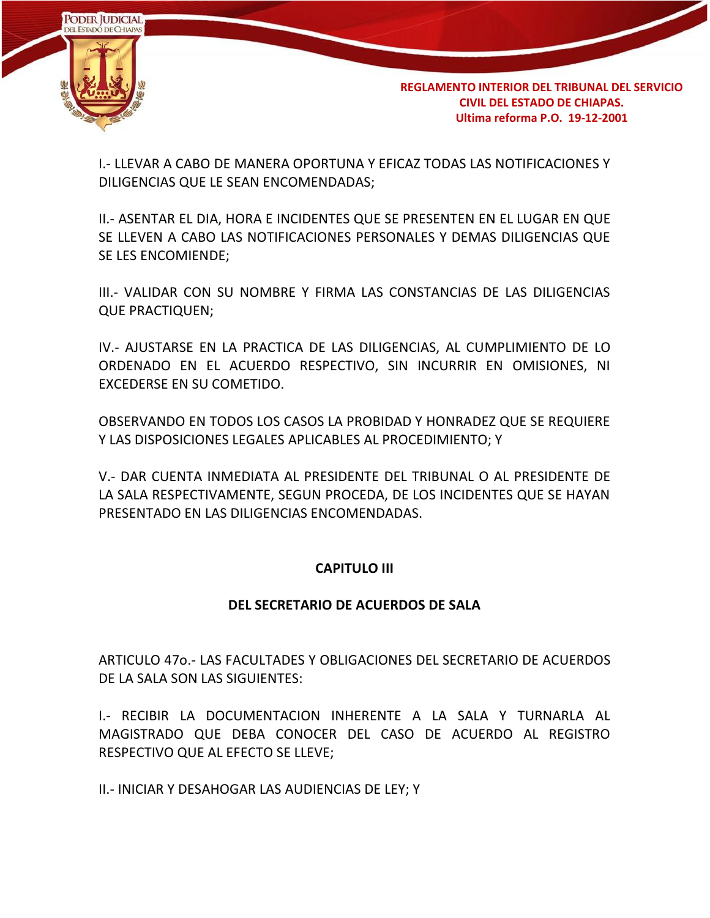I.- LLEVAR A CABO DE MANERA OPORTUNA Y EFICAZ TODAS LAS NOTIFICACIONES Y DILIGENCIAS QUE LE SEAN ENCOMENDADAS;

II.- ASENTAR EL DIA, HORA E INCIDENTES QUE SE PRESENTEN EN EL LUGAR EN QUE SE LLEVEN A CABO LAS NOTIFICACIONES PERSONALES Y DEMAS DILIGENCIAS QUE SE LES ENCOMIENDE;

III.- VALIDAR CON SU NOMBRE Y FIRMA LAS CONSTANCIAS DE LAS DILIGENCIAS QUE PRACTIQUEN;

IV.- AJUSTARSE EN LA PRACTICA DE LAS DILIGENCIAS, AL CUMPLIMIENTO DE LO ORDENADO EN EL ACUERDO RESPECTIVO, SIN INCURRIR EN OMISIONES, NI EXCEDERSE EN SU COMETIDO.

OBSERVANDO EN TODOS LOS CASOS LA PROBIDAD Y HONRADEZ QUE SE REQUIERE Y LAS DISPOSICIONES LEGALES APLICABLES AL PROCEDIMIENTO; Y

V.- DAR CUENTA INMEDIATA AL PRESIDENTE DEL TRIBUNAL O AL PRESIDENTE DE LA SALA RESPECTIVAMENTE, SEGUN PROCEDA, DE LOS INCIDENTES QUE SE HAYAN PRESENTADO EN LAS DILIGENCIAS ENCOMENDADAS.

## CAPITULO III

## DEL SECRETARIO DE ACUERDOS DE SALA

ARTICULO 47o.- LAS FACULTADES Y OBLIGACIONES DEL SECRETARIO DE ACUERDOS DE LA SALA SON LAS SIGUIENTES:

I.- RECIBIR LA DOCUMENTACION INHERENTE A LA SALA Y TURNARLA AL MAGISTRADO QUE DEBA CONOCER DEL CASO DE ACUERDO AL REGISTRO RESPECTIVO QUE AL EFECTO SE LLEVE;

II.- INICIAR Y DESAHOGAR LAS AUDIENCIAS DE LEY; Y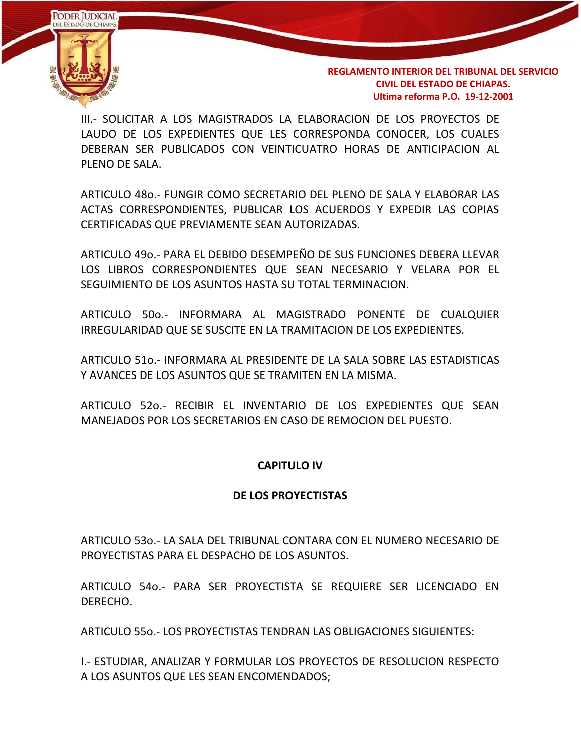III.- SOLICITAR A LOS MAGISTRADOS LA ELABORACION DE LOS PROYECTOS DE LAUDO DE LOS EXPEDIENTES QUE LES CORRESPONDA CONOCER, LOS CUALES DEBERAN SER PUBLICADOS CON VEINTICUATRO HORAS DE ANTICIPACION AL PLENO DE SALA.

ARTICULO 48o.- FUNGIR COMO SECRETARIO DEL PLENO DE SALA Y ELABORAR LAS ACTAS CORRESPONDIENTES, PUBLICAR LOS ACUERDOS Y EXPEDIR LAS COPIAS CERTIFICADAS QUE PREVIAMENTE SEAN AUTORIZADAS.

ARTICULO 49o.- PARA EL DEBIDO DESEMPEÑO DE SUS FUNCIONES DEBERA LLEVAR LOS LIBROS CORRESPONDIENTES QUE SEAN NECESARIO Y VELARA POR EL SEGUIMIENTO DE LOS ASUNTOS HASTA SU TOTAL TERMINACION.

ARTICULO 50o.- INFORMARA AL MAGISTRADO PONENTE DE CUALQUIER IRREGULARIDAD QUE SE SUSCITE EN LA TRAMITACION DE LOS EXPEDIENTES.

ARTICULO 51o.- INFORMARA AL PRESIDENTE DE LA SALA SOBRE LAS ESTADISTICAS Y AVANCES DE LOS ASUNTOS QUE SE TRAMITEN EN LA MISMA.

ARTICULO 52o.- RECIBIR EL INVENTARIO DE LOS EXPEDIENTES QUE SEAN MANEJADOS POR LOS SECRETARIOS EN CASO DE REMOCION DEL PUESTO.

## CAPITULO IV

## DE LOS PROYECTISTAS

ARTICULO 53o.- LA SALA DEL TRIBUNAL CONTARA CON EL NUMERO NECESARIO DE PROYECTISTAS PARA EL DESPACHO DE LOS ASUNTOS.

ARTICULO 54o.- PARA SER PROYECTISTA SE REQUIERE SER LICENCIADO EN DERECHO.

ARTICULO 55o.- LOS PROYECTISTAS TENDRAN LAS OBLIGACIONES SIGUIENTES:

I.- ESTUDIAR, ANALIZAR Y FORMULAR LOS PROYECTOS DE RESOLUCION RESPECTO A LOS ASUNTOS QUE LES SEAN ENCOMENDADOS;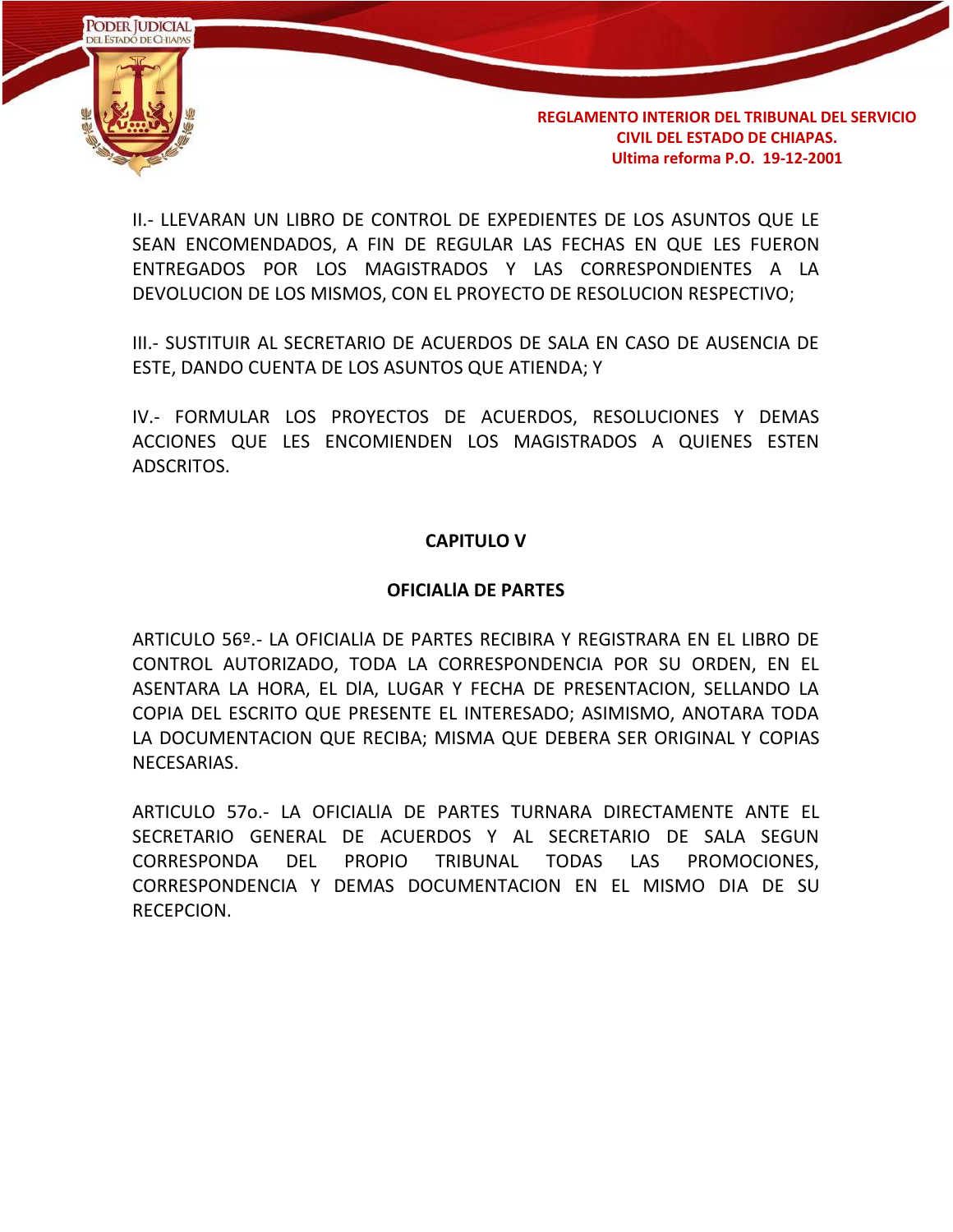II.- LLEVARAN UN LIBRO DE CONTROL DE EXPEDIENTES DE LOS ASUNTOS QUE LE SEAN ENCOMENDADOS, A FIN DE REGULAR LAS FECHAS EN QUE LES FUERON ENTREGADOS POR LOS MAGISTRADOS Y LAS CORRESPONDIENTES A LA DEVOLUCION DE LOS MISMOS, CON EL PROYECTO DE RESOLUCION RESPECTIVO;

III.- SUSTITUIR AL SECRETARIO DE ACUERDOS DE SALA EN CASO DE AUSENCIA DE ESTE, DANDO CUENTA DE LOS ASUNTOS QUE ATIENDA; Y

IV.- FORMULAR LOS PROYECTOS DE ACUERDOS, RESOLUCIONES Y DEMAS ACCIONES QUE LES ENCOMIENDEN LOS MAGISTRADOS A QUIENES ESTEN ADSCRITOS.

## CAPITULO V

## OFICIALlA DE PARTES

ARTICULO 56º.- LA OFICIALlA DE PARTES RECIBIRA Y REGISTRARA EN EL LIBRO DE CONTROL AUTORIZADO, TODA LA CORRESPONDENCIA POR SU ORDEN, EN EL ASENTARA LA HORA, EL DlA, LUGAR Y FECHA DE PRESENTACION, SELLANDO LA COPIA DEL ESCRITO QUE PRESENTE EL INTERESADO; ASIMISMO, ANOTARA TODA LA DOCUMENTACION QUE RECIBA; MISMA QUE DEBERA SER ORIGINAL Y COPIAS NECESARIAS.

ARTICULO 57o.- LA OFICIALlA DE PARTES TURNARA DIRECTAMENTE ANTE EL SECRETARIO GENERAL DE ACUERDOS Y AL SECRETARIO DE SALA SEGUN CORRESPONDA DEL PROPIO TRIBUNAL TODAS LAS PROMOCIONES, CORRESPONDENCIA Y DEMAS DOCUMENTACION EN EL MISMO DIA DE SU RECEPCION.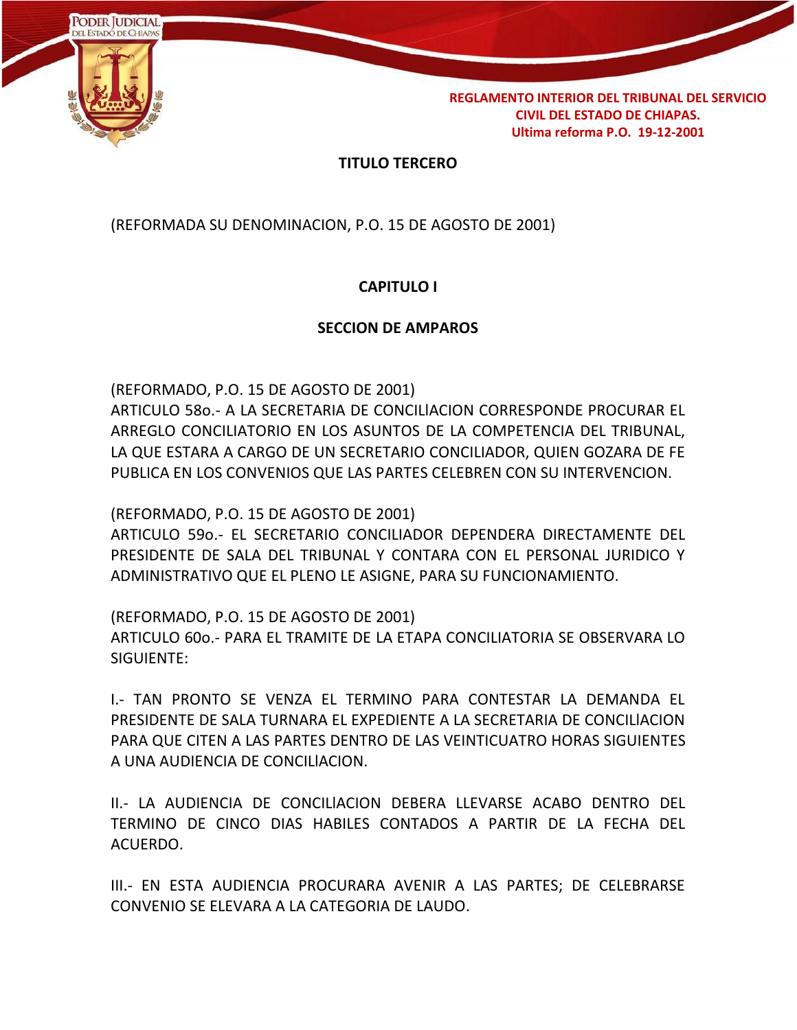## TITULO TERCERO

(REFORMADA SU DENOMINACION, P.O. 15 DE AGOSTO DE 2001)

### CAPITULO I

### SECCION DE AMPAROS

(REFORMADO, P.O. 15 DE AGOSTO DE 2001)
ARTICULO 58o.- A LA SECRETARIA DE CONCILIACION CORRESPONDE PROCURAR EL ARREGLO CONCILIATORIO EN LOS ASUNTOS DE LA COMPETENCIA DEL TRIBUNAL, LA QUE ESTARA A CARGO DE UN SECRETARIO CONCILIADOR, QUIEN GOZARA DE FE PUBLICA EN LOS CONVENIOS QUE LAS PARTES CELEBREN CON SU INTERVENCION.

(REFORMADO, P.O. 15 DE AGOSTO DE 2001)
ARTICULO 59o.- EL SECRETARIO CONCILIADOR DEPENDERA DIRECTAMENTE DEL PRESIDENTE DE SALA DEL TRIBUNAL Y CONTARA CON EL PERSONAL JURIDICO Y ADMINISTRATIVO QUE EL PLENO LE ASIGNE, PARA SU FUNCIONAMIENTO.

(REFORMADO, P.O. 15 DE AGOSTO DE 2001)
ARTICULO 60o.- PARA EL TRAMITE DE LA ETAPA CONCILIATORIA SE OBSERVARA LO SIGUIENTE:

I.- TAN PRONTO SE VENZA EL TERMINO PARA CONTESTAR LA DEMANDA EL PRESIDENTE DE SALA TURNARA EL EXPEDIENTE A LA SECRETARIA DE CONCILIACION PARA QUE CITEN A LAS PARTES DENTRO DE LAS VEINTICUATRO HORAS SIGUIENTES A UNA AUDIENCIA DE CONCILIACION.

II.- LA AUDIENCIA DE CONCILIACION DEBERA LLEVARSE ACABO DENTRO DEL TERMINO DE CINCO DIAS HABILES CONTADOS A PARTIR DE LA FECHA DEL ACUERDO.

III.- EN ESTA AUDIENCIA PROCURARA AVENIR A LAS PARTES; DE CELEBRARSE CONVENIO SE ELEVARA A LA CATEGORIA DE LAUDO.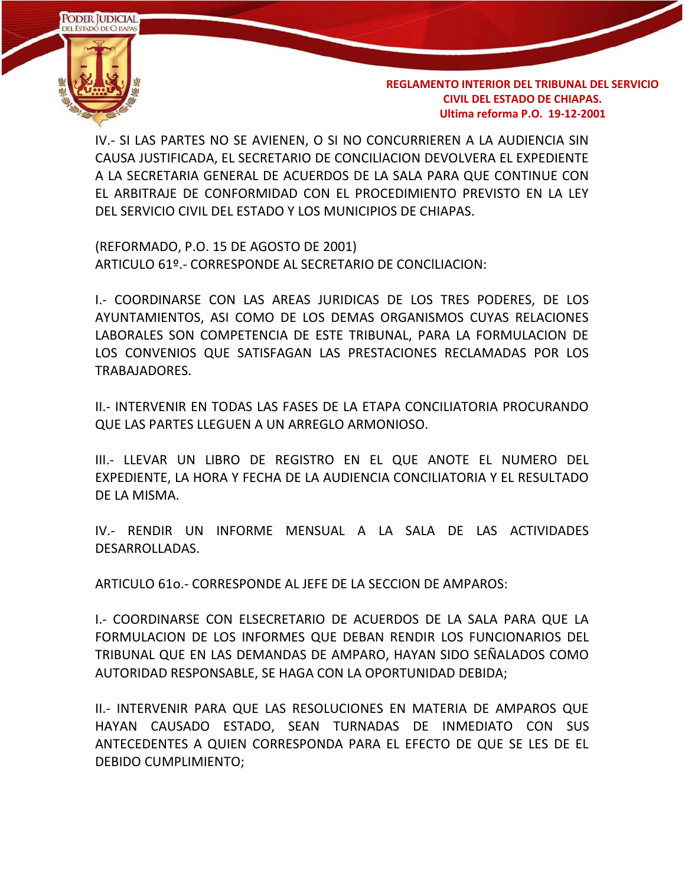IV.- SI LAS PARTES NO SE AVIENEN, O SI NO CONCURRIEREN A LA AUDIENCIA SIN CAUSA JUSTIFICADA, EL SECRETARIO DE CONCILIACION DEVOLVERA EL EXPEDIENTE A LA SECRETARIA GENERAL DE ACUERDOS DE LA SALA PARA QUE CONTINUE CON EL ARBITRAJE DE CONFORMIDAD CON EL PROCEDIMIENTO PREVISTO EN LA LEY DEL SERVICIO CIVIL DEL ESTADO Y LOS MUNICIPIOS DE CHIAPAS.

(REFORMADO, P.O. 15 DE AGOSTO DE 2001)
ARTICULO 61º.- CORRESPONDE AL SECRETARIO DE CONCILIACION:

I.- COORDINARSE CON LAS AREAS JURIDICAS DE LOS TRES PODERES, DE LOS AYUNTAMIENTOS, ASI COMO DE LOS DEMAS ORGANISMOS CUYAS RELACIONES LABORALES SON COMPETENCIA DE ESTE TRIBUNAL, PARA LA FORMULACION DE LOS CONVENIOS QUE SATISFAGAN LAS PRESTACIONES RECLAMADAS POR LOS TRABAJADORES.

II.- INTERVENIR EN TODAS LAS FASES DE LA ETAPA CONCILIATORIA PROCURANDO QUE LAS PARTES LLEGUEN A UN ARREGLO ARMONIOSO.

III.- LLEVAR UN LIBRO DE REGISTRO EN EL QUE ANOTE EL NUMERO DEL EXPEDIENTE, LA HORA Y FECHA DE LA AUDIENCIA CONCILIATORIA Y EL RESULTADO DE LA MISMA.

IV.- RENDIR UN INFORME MENSUAL A LA SALA DE LAS ACTIVIDADES DESARROLLADAS.

ARTICULO 61o.- CORRESPONDE AL JEFE DE LA SECCION DE AMPAROS:

I.- COORDINARSE CON ELSECRETARIO DE ACUERDOS DE LA SALA PARA QUE LA FORMULACION DE LOS INFORMES QUE DEBAN RENDIR LOS FUNCIONARIOS DEL TRIBUNAL QUE EN LAS DEMANDAS DE AMPARO, HAYAN SIDO SEÑALADOS COMO AUTORIDAD RESPONSABLE, SE HAGA CON LA OPORTUNIDAD DEBIDA;

II.- INTERVENIR PARA QUE LAS RESOLUCIONES EN MATERIA DE AMPAROS QUE HAYAN CAUSADO ESTADO, SEAN TURNADAS DE INMEDIATO CON SUS ANTECEDENTES A QUIEN CORRESPONDA PARA EL EFECTO DE QUE SE LES DE EL DEBIDO CUMPLIMIENTO;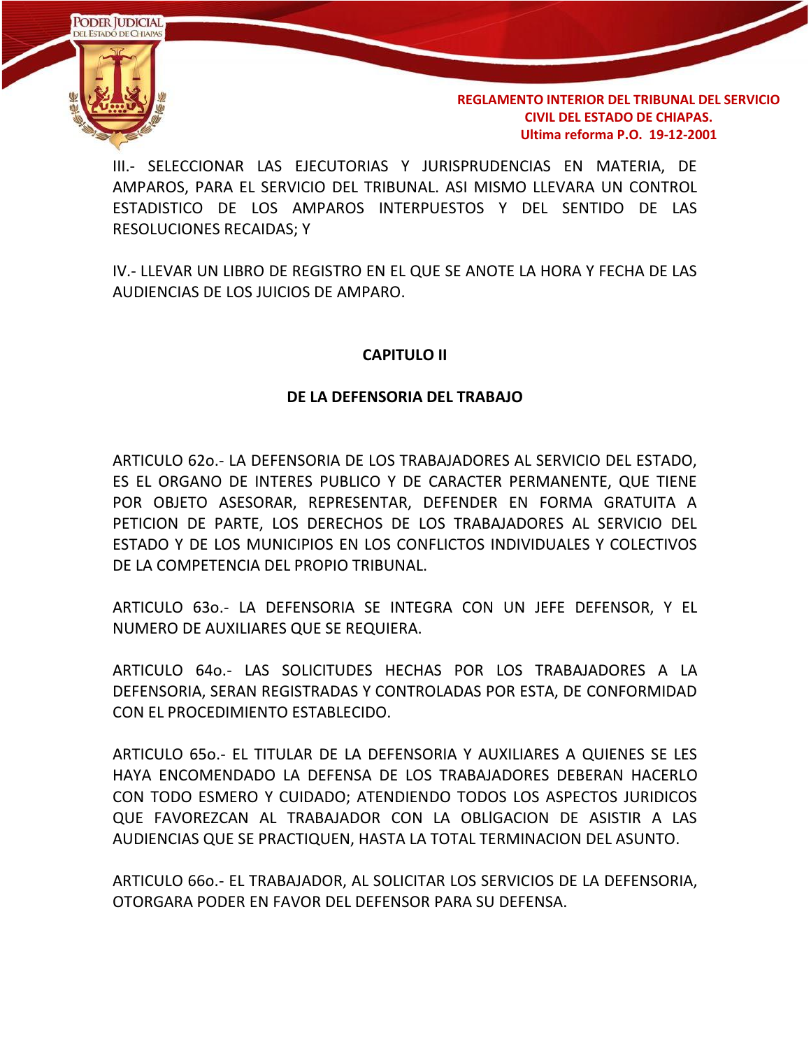III.- SELECCIONAR LAS EJECUTORIAS Y JURISPRUDENCIAS EN MATERIA, DE AMPAROS, PARA EL SERVICIO DEL TRIBUNAL. ASI MISMO LLEVARA UN CONTROL ESTADISTICO DE LOS AMPAROS INTERPUESTOS Y DEL SENTIDO DE LAS RESOLUCIONES RECAIDAS; Y

IV.- LLEVAR UN LIBRO DE REGISTRO EN EL QUE SE ANOTE LA HORA Y FECHA DE LAS AUDIENCIAS DE LOS JUICIOS DE AMPARO.

## CAPITULO II

## DE LA DEFENSORIA DEL TRABAJO

ARTICULO 62o.- LA DEFENSORIA DE LOS TRABAJADORES AL SERVICIO DEL ESTADO, ES EL ORGANO DE INTERES PUBLICO Y DE CARACTER PERMANENTE, QUE TIENE POR OBJETO ASESORAR, REPRESENTAR, DEFENDER EN FORMA GRATUITA A PETICION DE PARTE, LOS DERECHOS DE LOS TRABAJADORES AL SERVICIO DEL ESTADO Y DE LOS MUNICIPIOS EN LOS CONFLICTOS INDIVIDUALES Y COLECTIVOS DE LA COMPETENCIA DEL PROPIO TRIBUNAL.

ARTICULO 63o.- LA DEFENSORIA SE INTEGRA CON UN JEFE DEFENSOR, Y EL NUMERO DE AUXILIARES QUE SE REQUIERA.

ARTICULO 64o.- LAS SOLICITUDES HECHAS POR LOS TRABAJADORES A LA DEFENSORIA, SERAN REGISTRADAS Y CONTROLADAS POR ESTA, DE CONFORMIDAD CON EL PROCEDIMIENTO ESTABLECIDO.

ARTICULO 65o.- EL TITULAR DE LA DEFENSORIA Y AUXILIARES A QUIENES SE LES HAYA ENCOMENDADO LA DEFENSA DE LOS TRABAJADORES DEBERAN HACERLO CON TODO ESMERO Y CUIDADO; ATENDIENDO TODOS LOS ASPECTOS JURIDICOS QUE FAVOREZCAN AL TRABAJADOR CON LA OBLIGACION DE ASISTIR A LAS AUDIENCIAS QUE SE PRACTIQUEN, HASTA LA TOTAL TERMINACION DEL ASUNTO.

ARTICULO 66o.- EL TRABAJADOR, AL SOLICITAR LOS SERVICIOS DE LA DEFENSORIA, OTORGARA PODER EN FAVOR DEL DEFENSOR PARA SU DEFENSA.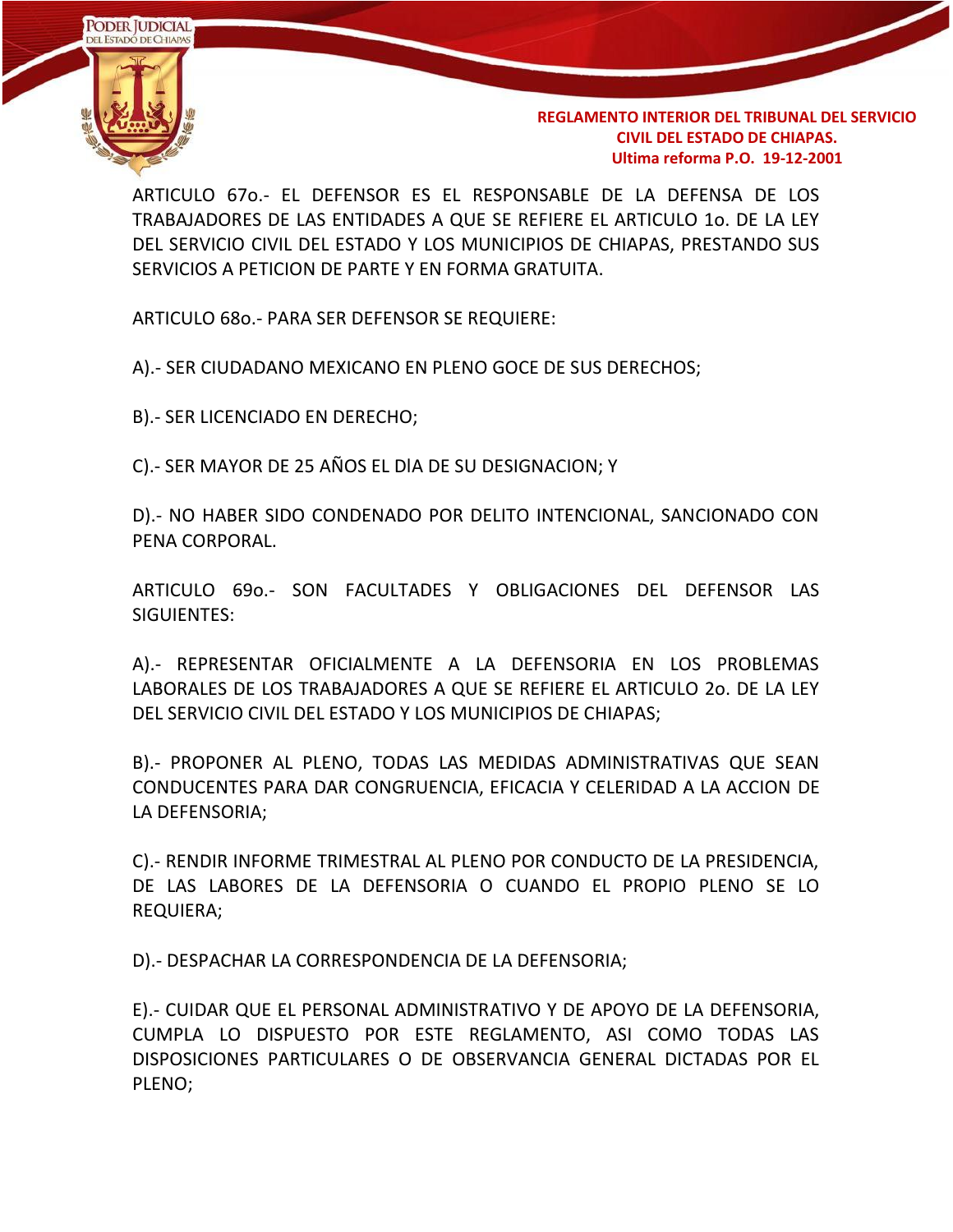ARTICULO 67o.- EL DEFENSOR ES EL RESPONSABLE DE LA DEFENSA DE LOS TRABAJADORES DE LAS ENTIDADES A QUE SE REFIERE EL ARTICULO 1o. DE LA LEY DEL SERVICIO CIVIL DEL ESTADO Y LOS MUNICIPIOS DE CHIAPAS, PRESTANDO SUS SERVICIOS A PETICION DE PARTE Y EN FORMA GRATUITA.

ARTICULO 68o.- PARA SER DEFENSOR SE REQUIERE:

A).- SER CIUDADANO MEXICANO EN PLENO GOCE DE SUS DERECHOS;

B).- SER LICENCIADO EN DERECHO;

C).- SER MAYOR DE 25 AÑOS EL DIA DE SU DESIGNACION; Y

D).- NO HABER SIDO CONDENADO POR DELITO INTENCIONAL, SANCIONADO CON PENA CORPORAL.

ARTICULO 69o.- SON FACULTADES Y OBLIGACIONES DEL DEFENSOR LAS SIGUIENTES:

A).- REPRESENTAR OFICIALMENTE A LA DEFENSORIA EN LOS PROBLEMAS LABORALES DE LOS TRABAJADORES A QUE SE REFIERE EL ARTICULO 2o. DE LA LEY DEL SERVICIO CIVIL DEL ESTADO Y LOS MUNICIPIOS DE CHIAPAS;

B).- PROPONER AL PLENO, TODAS LAS MEDIDAS ADMINISTRATIVAS QUE SEAN CONDUCENTES PARA DAR CONGRUENCIA, EFICACIA Y CELERIDAD A LA ACCION DE LA DEFENSORIA;

C).- RENDIR INFORME TRIMESTRAL AL PLENO POR CONDUCTO DE LA PRESIDENCIA, DE LAS LABORES DE LA DEFENSORIA O CUANDO EL PROPIO PLENO SE LO REQUIERA;

D).- DESPACHAR LA CORRESPONDENCIA DE LA DEFENSORIA;

E).- CUIDAR QUE EL PERSONAL ADMINISTRATIVO Y DE APOYO DE LA DEFENSORIA, CUMPLA LO DISPUESTO POR ESTE REGLAMENTO, ASI COMO TODAS LAS DISPOSICIONES PARTICULARES O DE OBSERVANCIA GENERAL DICTADAS POR EL PLENO;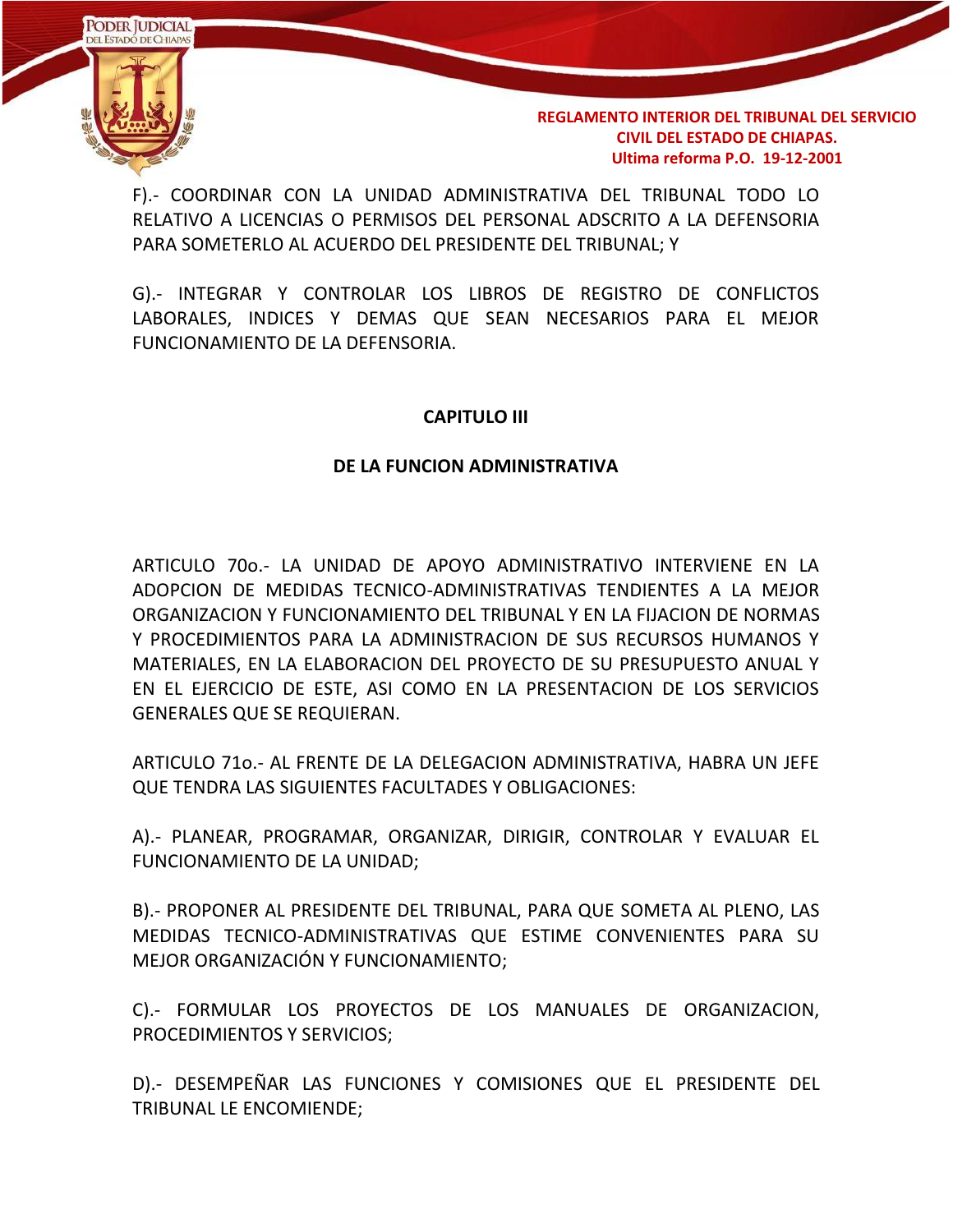F).- COORDINAR CON LA UNIDAD ADMINISTRATIVA DEL TRIBUNAL TODO LO RELATIVO A LICENCIAS O PERMISOS DEL PERSONAL ADSCRITO A LA DEFENSORIA PARA SOMETERLO AL ACUERDO DEL PRESIDENTE DEL TRIBUNAL; Y

G).- INTEGRAR Y CONTROLAR LOS LIBROS DE REGISTRO DE CONFLICTOS LABORALES, INDICES Y DEMAS QUE SEAN NECESARIOS PARA EL MEJOR FUNCIONAMIENTO DE LA DEFENSORIA.

## CAPITULO III

## DE LA FUNCION ADMINISTRATIVA

ARTICULO 70o.- LA UNIDAD DE APOYO ADMINISTRATIVO INTERVIENE EN LA ADOPCION DE MEDIDAS TECNICO-ADMINISTRATIVAS TENDIENTES A LA MEJOR ORGANIZACION Y FUNCIONAMIENTO DEL TRIBUNAL Y EN LA FIJACION DE NORMAS Y PROCEDIMIENTOS PARA LA ADMINISTRACION DE SUS RECURSOS HUMANOS Y MATERIALES, EN LA ELABORACION DEL PROYECTO DE SU PRESUPUESTO ANUAL Y EN EL EJERCICIO DE ESTE, ASI COMO EN LA PRESENTACION DE LOS SERVICIOS GENERALES QUE SE REQUIERAN.

ARTICULO 71o.- AL FRENTE DE LA DELEGACION ADMINISTRATIVA, HABRA UN JEFE QUE TENDRA LAS SIGUIENTES FACULTADES Y OBLIGACIONES:

A).- PLANEAR, PROGRAMAR, ORGANIZAR, DIRIGIR, CONTROLAR Y EVALUAR EL FUNCIONAMIENTO DE LA UNIDAD;

B).- PROPONER AL PRESIDENTE DEL TRIBUNAL, PARA QUE SOMETA AL PLENO, LAS MEDIDAS TECNICO-ADMINISTRATIVAS QUE ESTIME CONVENIENTES PARA SU MEJOR ORGANIZACIÓN Y FUNCIONAMIENTO;

C).- FORMULAR LOS PROYECTOS DE LOS MANUALES DE ORGANIZACION, PROCEDIMIENTOS Y SERVICIOS;

D).- DESEMPEÑAR LAS FUNCIONES Y COMISIONES QUE EL PRESIDENTE DEL TRIBUNAL LE ENCOMIENDE;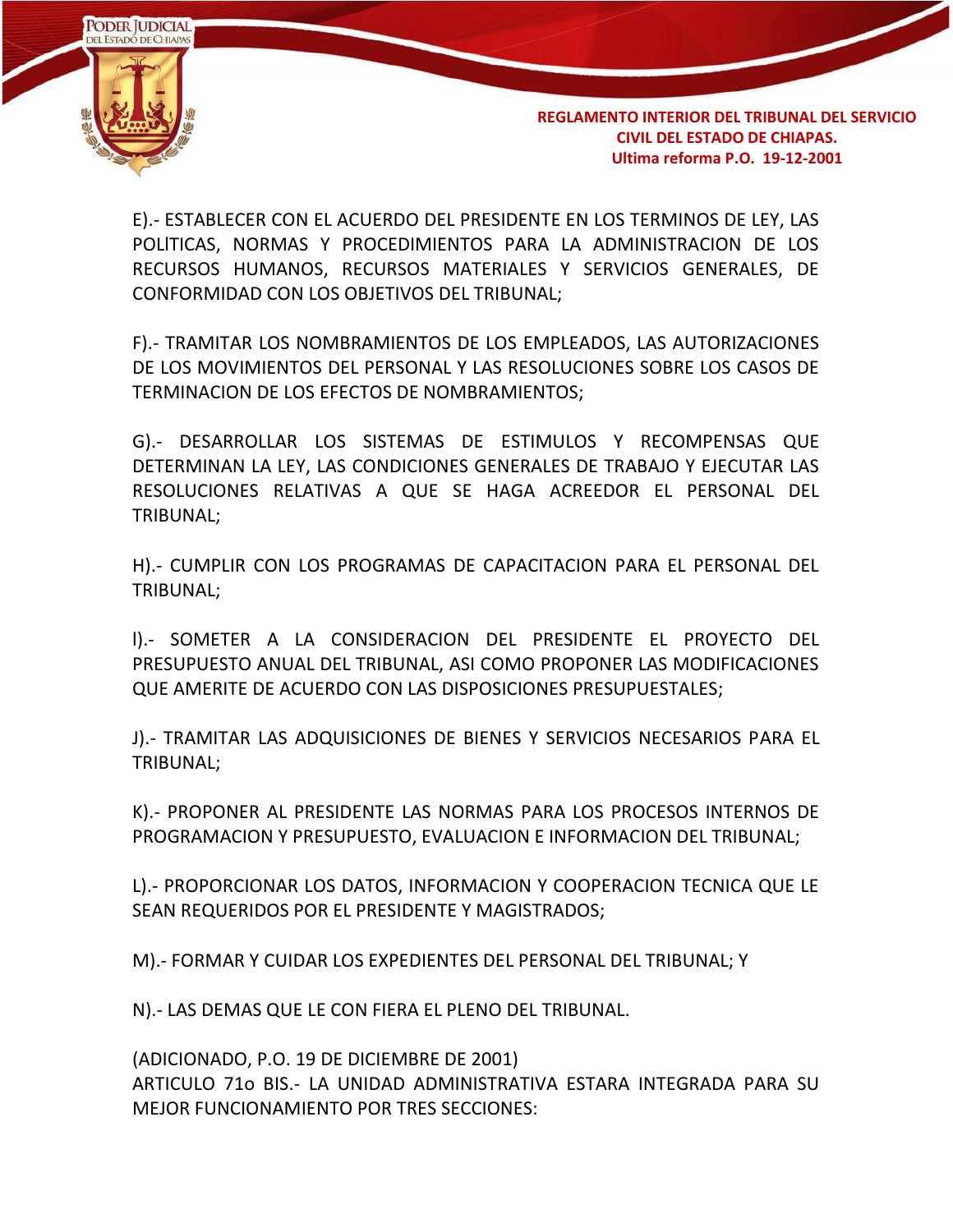E).- ESTABLECER CON EL ACUERDO DEL PRESIDENTE EN LOS TERMINOS DE LEY, LAS POLÍTICAS, NORMAS Y PROCEDIMIENTOS PARA LA ADMINISTRACION DE LOS RECURSOS HUMANOS, RECURSOS MATERIALES Y SERVICIOS GENERALES, DE CONFORMIDAD CON LOS OBJETIVOS DEL TRIBUNAL;

F).- TRAMITAR LOS NOMBRAMIENTOS DE LOS EMPLEADOS, LAS AUTORIZACIONES DE LOS MOVIMIENTOS DEL PERSONAL Y LAS RESOLUCIONES SOBRE LOS CASOS DE TERMINACION DE LOS EFECTOS DE NOMBRAMIENTOS;

G).- DESARROLLAR LOS SISTEMAS DE ESTIMULOS Y RECOMPENSAS QUE DETERMINAN LA LEY, LAS CONDICIONES GENERALES DE TRABAJO Y EJECUTAR LAS RESOLUCIONES RELATIVAS A QUE SE HAGA ACREEDOR EL PERSONAL DEL TRIBUNAL;

H).- CUMPLIR CON LOS PROGRAMAS DE CAPACITACION PARA EL PERSONAL DEL TRIBUNAL;

I).- SOMETER A LA CONSIDERACION DEL PRESIDENTE EL PROYECTO DEL PRESUPUESTO ANUAL DEL TRIBUNAL, ASI COMO PROPONER LAS MODIFICACIONES QUE AMERITE DE ACUERDO CON LAS DISPOSICIONES PRESUPUESTALES;

J).- TRAMITAR LAS ADQUISICIONES DE BIENES Y SERVICIOS NECESARIOS PARA EL TRIBUNAL;

K).- PROPONER AL PRESIDENTE LAS NORMAS PARA LOS PROCESOS INTERNOS DE PROGRAMACION Y PRESUPUESTO, EVALUACION E INFORMACION DEL TRIBUNAL;

L).- PROPORCIONAR LOS DATOS, INFORMACION Y COOPERACION TECNICA QUE LE SEAN REQUERIDOS POR EL PRESIDENTE Y MAGISTRADOS;

M).- FORMAR Y CUIDAR LOS EXPEDIENTES DEL PERSONAL DEL TRIBUNAL; Y

N).- LAS DEMAS QUE LE CON FIERA EL PLENO DEL TRIBUNAL.

(ADICIONADO, P.O. 19 DE DICIEMBRE DE 2001)
ARTICULO 71o BIS.- LA UNIDAD ADMINISTRATIVA ESTARA INTEGRADA PARA SU MEJOR FUNCIONAMIENTO POR TRES SECCIONES: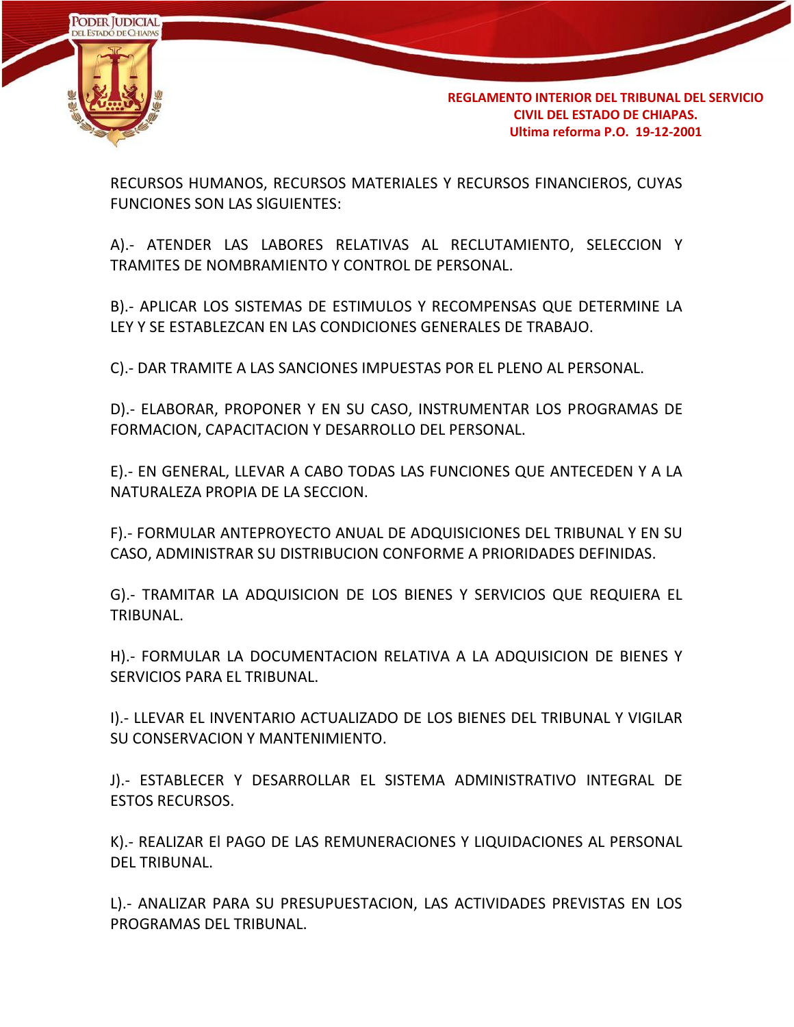RECURSOS HUMANOS, RECURSOS MATERIALES Y RECURSOS FINANCIEROS, CUYAS FUNCIONES SON LAS SIGUIENTES:

A).- ATENDER LAS LABORES RELATIVAS AL RECLUTAMIENTO, SELECCION Y TRAMITES DE NOMBRAMIENTO Y CONTROL DE PERSONAL.

B).- APLICAR LOS SISTEMAS DE ESTIMULOS Y RECOMPENSAS QUE DETERMINE LA LEY Y SE ESTABLEZCAN EN LAS CONDICIONES GENERALES DE TRABAJO.

C).- DAR TRAMITE A LAS SANCIONES IMPUESTAS POR EL PLENO AL PERSONAL.

D).- ELABORAR, PROPONER Y EN SU CASO, INSTRUMENTAR LOS PROGRAMAS DE FORMACION, CAPACITACION Y DESARROLLO DEL PERSONAL.

E).- EN GENERAL, LLEVAR A CABO TODAS LAS FUNCIONES QUE ANTECEDEN Y A LA NATURALEZA PROPIA DE LA SECCION.

F).- FORMULAR ANTEPROYECTO ANUAL DE ADQUISICIONES DEL TRIBUNAL Y EN SU CASO, ADMINISTRAR SU DISTRIBUCION CONFORME A PRIORIDADES DEFINIDAS.

G).- TRAMITAR LA ADQUISICION DE LOS BIENES Y SERVICIOS QUE REQUIERA EL TRIBUNAL.

H).- FORMULAR LA DOCUMENTACION RELATIVA A LA ADQUISICION DE BIENES Y SERVICIOS PARA EL TRIBUNAL.

I).- LLEVAR EL INVENTARIO ACTUALIZADO DE LOS BIENES DEL TRIBUNAL Y VIGILAR SU CONSERVACION Y MANTENIMIENTO.

J).- ESTABLECER Y DESARROLLAR EL SISTEMA ADMINISTRATIVO INTEGRAL DE ESTOS RECURSOS.

K).- REALIZAR El PAGO DE LAS REMUNERACIONES Y LIQUIDACIONES AL PERSONAL DEL TRIBUNAL.

L).- ANALIZAR PARA SU PRESUPUESTACION, LAS ACTIVIDADES PREVISTAS EN LOS PROGRAMAS DEL TRIBUNAL.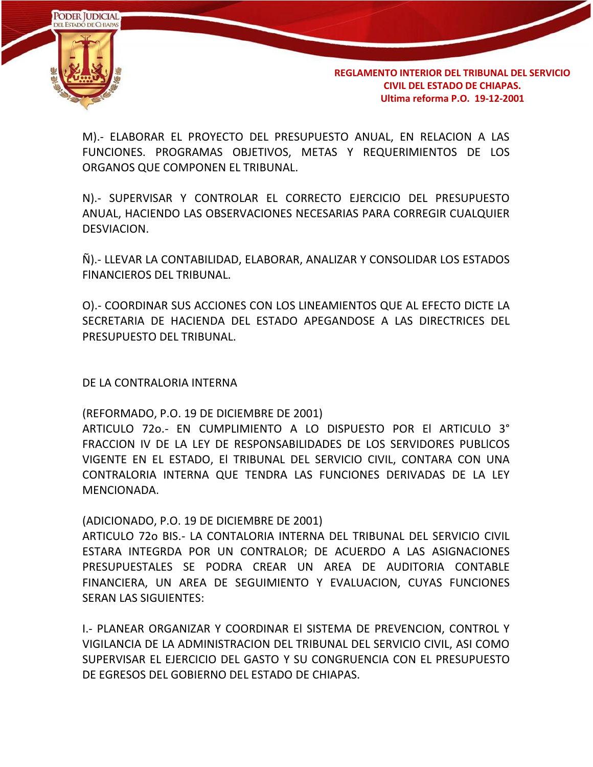M).- ELABORAR EL PROYECTO DEL PRESUPUESTO ANUAL, EN RELACION A LAS FUNCIONES. PROGRAMAS OBJETIVOS, METAS Y REQUERIMIENTOS DE LOS ORGANOS QUE COMPONEN EL TRIBUNAL.

N).- SUPERVISAR Y CONTROLAR EL CORRECTO EJERCICIO DEL PRESUPUESTO ANUAL, HACIENDO LAS OBSERVACIONES NECESARIAS PARA CORREGIR CUALQUIER DESVIACION.

Ñ).- LLEVAR LA CONTABILIDAD, ELABORAR, ANALIZAR Y CONSOLIDAR LOS ESTADOS FINANCIEROS DEL TRIBUNAL.

O).- COORDINAR SUS ACCIONES CON LOS LINEAMIENTOS QUE AL EFECTO DICTE LA SECRETARIA DE HACIENDA DEL ESTADO APEGANDOSE A LAS DIRECTRICES DEL PRESUPUESTO DEL TRIBUNAL.

DE LA CONTRALORIA INTERNA

(REFORMADO, P.O. 19 DE DICIEMBRE DE 2001)
ARTICULO 72o.- EN CUMPLIMIENTO A LO DISPUESTO POR El ARTICULO 3° FRACCION IV DE LA LEY DE RESPONSABILIDADES DE LOS SERVIDORES PUBLICOS VIGENTE EN EL ESTADO, El TRIBUNAL DEL SERVICIO CIVIL, CONTARA CON UNA CONTRALORIA INTERNA QUE TENDRA LAS FUNCIONES DERIVADAS DE LA LEY MENCIONADA.

(ADICIONADO, P.O. 19 DE DICIEMBRE DE 2001)
ARTICULO 72o BIS.- LA CONTALORIA INTERNA DEL TRIBUNAL DEL SERVICIO CIVIL ESTARA INTEGRDA POR UN CONTRALOR; DE ACUERDO A LAS ASIGNACIONES PRESUPUESTALES SE PODRA CREAR UN AREA DE AUDITORIA CONTABLE FINANCIERA, UN AREA DE SEGUIMIENTO Y EVALUACION, CUYAS FUNCIONES SERAN LAS SIGUIENTES:

I.- PLANEAR ORGANIZAR Y COORDINAR El SISTEMA DE PREVENCION, CONTROL Y VIGILANCIA DE LA ADMINISTRACION DEL TRIBUNAL DEL SERVICIO CIVIL, ASI COMO SUPERVISAR EL EJERCICIO DEL GASTO Y SU CONGRUENCIA CON EL PRESUPUESTO DE EGRESOS DEL GOBIERNO DEL ESTADO DE CHIAPAS.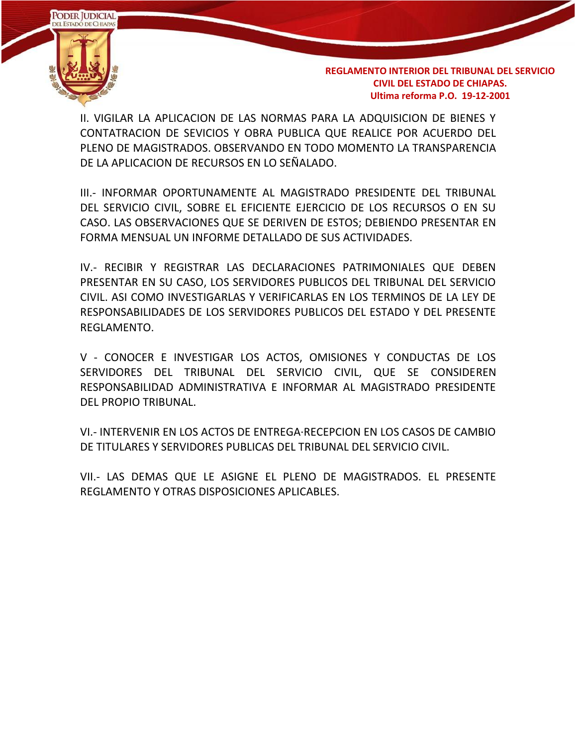II. VIGILAR LA APLICACION DE LAS NORMAS PARA LA ADQUISICION DE BIENES Y CONTATRACION DE SEVICIOS Y OBRA PUBLICA QUE REALICE POR ACUERDO DEL PLENO DE MAGISTRADOS. OBSERVANDO EN TODO MOMENTO LA TRANSPARENCIA DE LA APLICACION DE RECURSOS EN LO SEÑALADO.

III.- INFORMAR OPORTUNAMENTE AL MAGISTRADO PRESIDENTE DEL TRIBUNAL DEL SERVICIO CIVIL, SOBRE EL EFICIENTE EJERCICIO DE LOS RECURSOS O EN SU CASO. LAS OBSERVACIONES QUE SE DERIVEN DE ESTOS; DEBIENDO PRESENTAR EN FORMA MENSUAL UN INFORME DETALLADO DE SUS ACTIVIDADES.

IV.- RECIBIR Y REGISTRAR LAS DECLARACIONES PATRIMONIALES QUE DEBEN PRESENTAR EN SU CASO, LOS SERVIDORES PUBLICOS DEL TRIBUNAL DEL SERVICIO CIVIL. ASI COMO INVESTIGARLAS Y VERIFICARLAS EN LOS TERMINOS DE LA LEY DE RESPONSABILIDADES DE LOS SERVIDORES PUBLICOS DEL ESTADO Y DEL PRESENTE REGLAMENTO.

V - CONOCER E INVESTIGAR LOS ACTOS, OMISIONES Y CONDUCTAS DE LOS SERVIDORES DEL TRIBUNAL DEL SERVICIO CIVIL, QUE SE CONSIDEREN RESPONSABILIDAD ADMINISTRATIVA E INFORMAR AL MAGISTRADO PRESIDENTE DEL PROPIO TRIBUNAL.

VI.- INTERVENIR EN LOS ACTOS DE ENTREGA·RECEPCION EN LOS CASOS DE CAMBIO DE TITULARES Y SERVIDORES PUBLICAS DEL TRIBUNAL DEL SERVICIO CIVIL.

VII.- LAS DEMAS QUE LE ASIGNE EL PLENO DE MAGISTRADOS. EL PRESENTE REGLAMENTO Y OTRAS DISPOSICIONES APLICABLES.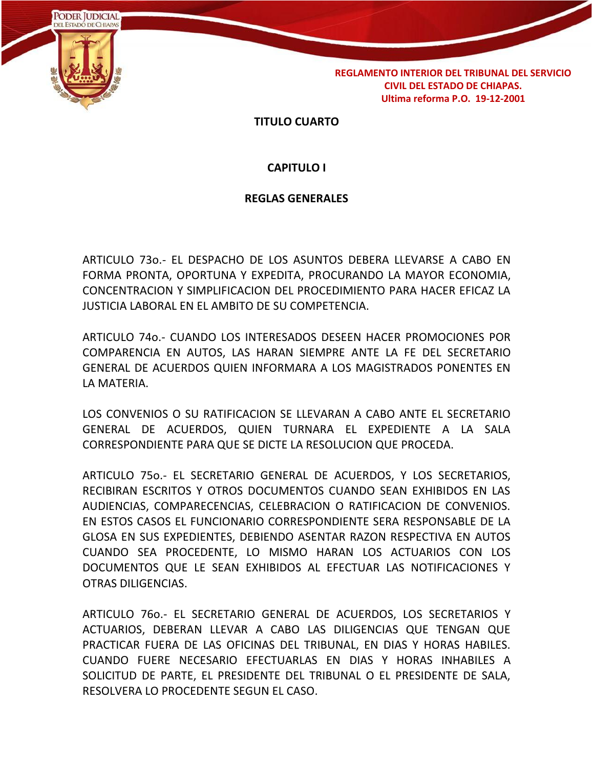## TITULO CUARTO

### CAPITULO I

### REGLAS GENERALES

ARTICULO 73o.- EL DESPACHO DE LOS ASUNTOS DEBERA LLEVARSE A CABO EN FORMA PRONTA, OPORTUNA Y EXPEDITA, PROCURANDO LA MAYOR ECONOMIA, CONCENTRACION Y SIMPLIFICACION DEL PROCEDIMIENTO PARA HACER EFICAZ LA JUSTICIA LABORAL EN EL AMBITO DE SU COMPETENCIA.

ARTICULO 74o.- CUANDO LOS INTERESADOS DESEEN HACER PROMOCIONES POR COMPARENCIA EN AUTOS, LAS HARAN SIEMPRE ANTE LA FE DEL SECRETARIO GENERAL DE ACUERDOS QUIEN INFORMARA A LOS MAGISTRADOS PONENTES EN LA MATERIA.

LOS CONVENIOS O SU RATIFICACION SE LLEVARAN A CABO ANTE EL SECRETARIO GENERAL DE ACUERDOS, QUIEN TURNARA EL EXPEDIENTE A LA SALA CORRESPONDIENTE PARA QUE SE DICTE LA RESOLUCION QUE PROCEDA.

ARTICULO 75o.- EL SECRETARIO GENERAL DE ACUERDOS, Y LOS SECRETARIOS, RECIBIRAN ESCRITOS Y OTROS DOCUMENTOS CUANDO SEAN EXHIBIDOS EN LAS AUDIENCIAS, COMPARECENCIAS, CELEBRACION O RATIFICACION DE CONVENIOS. EN ESTOS CASOS EL FUNCIONARIO CORRESPONDIENTE SERA RESPONSABLE DE LA GLOSA EN SUS EXPEDIENTES, DEBIENDO ASENTAR RAZON RESPECTIVA EN AUTOS CUANDO SEA PROCEDENTE, LO MISMO HARAN LOS ACTUARIOS CON LOS DOCUMENTOS QUE LE SEAN EXHIBIDOS AL EFECTUAR LAS NOTIFICACIONES Y OTRAS DILIGENCIAS.

ARTICULO 76o.- EL SECRETARIO GENERAL DE ACUERDOS, LOS SECRETARIOS Y ACTUARIOS, DEBERAN LLEVAR A CABO LAS DILIGENCIAS QUE TENGAN QUE PRACTICAR FUERA DE LAS OFICINAS DEL TRIBUNAL, EN DIAS Y HORAS HABILES. CUANDO FUERE NECESARIO EFECTUARLAS EN DIAS Y HORAS INHABILES A SOLICITUD DE PARTE, EL PRESIDENTE DEL TRIBUNAL O EL PRESIDENTE DE SALA, RESOLVERA LO PROCEDENTE SEGUN EL CASO.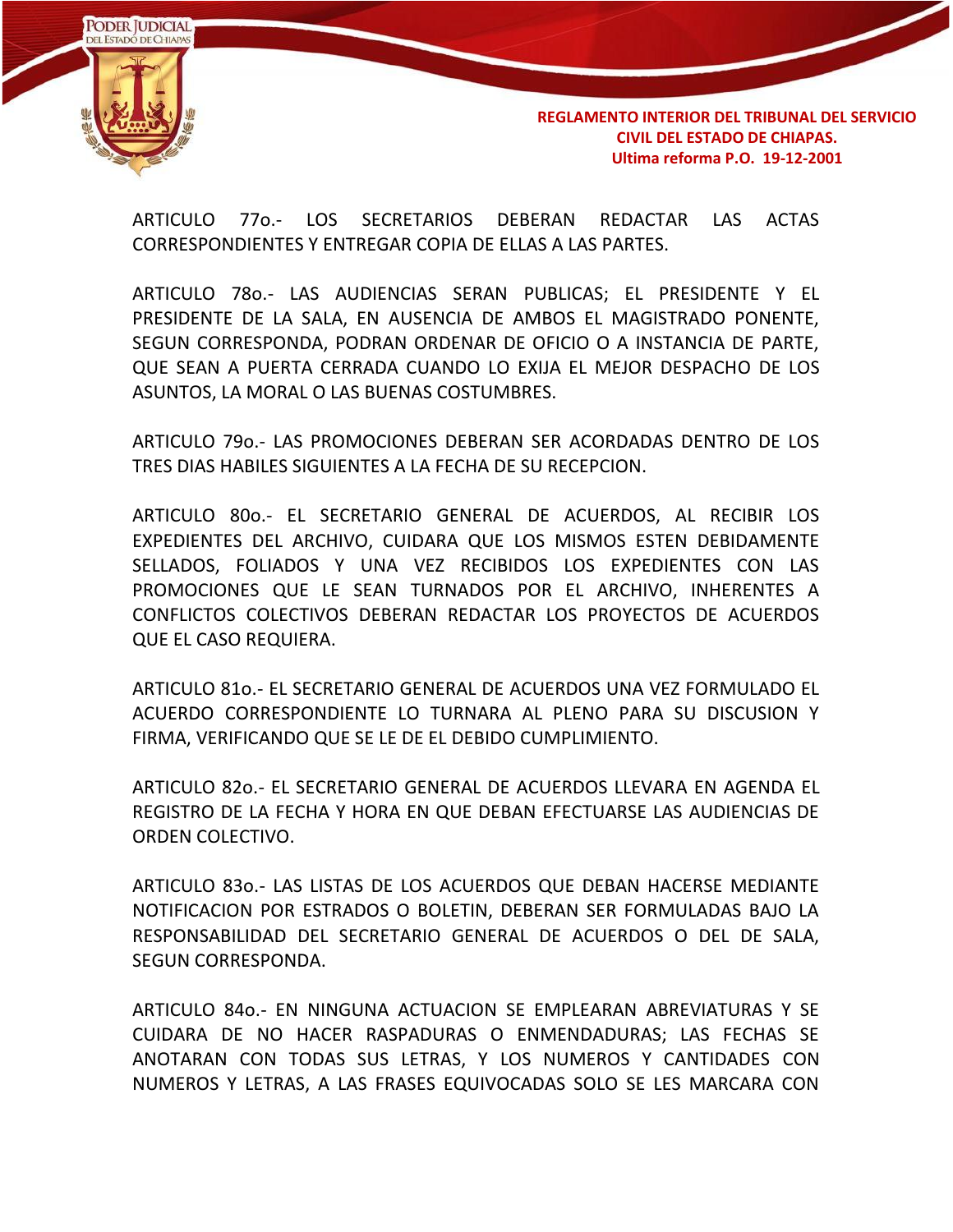ARTICULO 77o.- LOS SECRETARIOS DEBERAN REDACTAR LAS ACTAS CORRESPONDIENTES Y ENTREGAR COPIA DE ELLAS A LAS PARTES.

ARTICULO 78o.- LAS AUDIENCIAS SERAN PUBLICAS; EL PRESIDENTE Y EL PRESIDENTE DE LA SALA, EN AUSENCIA DE AMBOS EL MAGISTRADO PONENTE, SEGUN CORRESPONDA, PODRAN ORDENAR DE OFICIO O A INSTANCIA DE PARTE, QUE SEAN A PUERTA CERRADA CUANDO LO EXIJA EL MEJOR DESPACHO DE LOS ASUNTOS, LA MORAL O LAS BUENAS COSTUMBRES.

ARTICULO 79o.- LAS PROMOCIONES DEBERAN SER ACORDADAS DENTRO DE LOS TRES DIAS HABILES SIGUIENTES A LA FECHA DE SU RECEPCION.

ARTICULO 80o.- EL SECRETARIO GENERAL DE ACUERDOS, AL RECIBIR LOS EXPEDIENTES DEL ARCHIVO, CUIDARA QUE LOS MISMOS ESTEN DEBIDAMENTE SELLADOS, FOLIADOS Y UNA VEZ RECIBIDOS LOS EXPEDIENTES CON LAS PROMOCIONES QUE LE SEAN TURNADOS POR EL ARCHIVO, INHERENTES A CONFLICTOS COLECTIVOS DEBERAN REDACTAR LOS PROYECTOS DE ACUERDOS QUE EL CASO REQUIERA.

ARTICULO 81o.- EL SECRETARIO GENERAL DE ACUERDOS UNA VEZ FORMULADO EL ACUERDO CORRESPONDIENTE LO TURNARA AL PLENO PARA SU DISCUSION Y FIRMA, VERIFICANDO QUE SE LE DE EL DEBIDO CUMPLIMIENTO.

ARTICULO 82o.- EL SECRETARIO GENERAL DE ACUERDOS LLEVARA EN AGENDA EL REGISTRO DE LA FECHA Y HORA EN QUE DEBAN EFECTUARSE LAS AUDIENCIAS DE ORDEN COLECTIVO.

ARTICULO 83o.- LAS LISTAS DE LOS ACUERDOS QUE DEBAN HACERSE MEDIANTE NOTIFICACION POR ESTRADOS O BOLETIN, DEBERAN SER FORMULADAS BAJO LA RESPONSABILIDAD DEL SECRETARIO GENERAL DE ACUERDOS O DEL DE SALA, SEGUN CORRESPONDA.

ARTICULO 84o.- EN NINGUNA ACTUACION SE EMPLEARAN ABREVIATURAS Y SE CUIDARA DE NO HACER RASPADURAS O ENMENDADURAS; LAS FECHAS SE ANOTARAN CON TODAS SUS LETRAS, Y LOS NUMEROS Y CANTIDADES CON NUMEROS Y LETRAS, A LAS FRASES EQUIVOCADAS SOLO SE LES MARCARA CON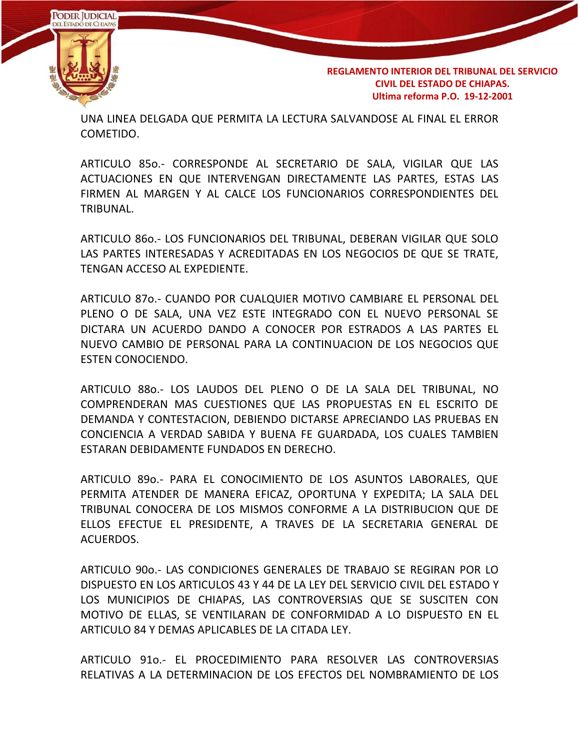UNA LINEA DELGADA QUE PERMITA LA LECTURA SALVANDOSE AL FINAL EL ERROR COMETIDO.

ARTICULO 85o.- CORRESPONDE AL SECRETARIO DE SALA, VIGILAR QUE LAS ACTUACIONES EN QUE INTERVENGAN DIRECTAMENTE LAS PARTES, ESTAS LAS FIRMEN AL MARGEN Y AL CALCE LOS FUNCIONARIOS CORRESPONDIENTES DEL TRIBUNAL.

ARTICULO 86o.- LOS FUNCIONARIOS DEL TRIBUNAL, DEBERAN VIGILAR QUE SOLO LAS PARTES INTERESADAS Y ACREDITADAS EN LOS NEGOCIOS DE QUE SE TRATE, TENGAN ACCESO AL EXPEDIENTE.

ARTICULO 87o.- CUANDO POR CUALQUIER MOTIVO CAMBIARE EL PERSONAL DEL PLENO O DE SALA, UNA VEZ ESTE INTEGRADO CON EL NUEVO PERSONAL SE DICTARA UN ACUERDO DANDO A CONOCER POR ESTRADOS A LAS PARTES EL NUEVO CAMBIO DE PERSONAL PARA LA CONTINUACION DE LOS NEGOCIOS QUE ESTEN CONOCIENDO.

ARTICULO 88o.- LOS LAUDOS DEL PLENO O DE LA SALA DEL TRIBUNAL, NO COMPRENDERAN MAS CUESTIONES QUE LAS PROPUESTAS EN EL ESCRITO DE DEMANDA Y CONTESTACION, DEBIENDO DICTARSE APRECIANDO LAS PRUEBAS EN CONCIENCIA A VERDAD SABIDA Y BUENA FE GUARDADA, LOS CUALES TAMBIEN ESTARAN DEBIDAMENTE FUNDADOS EN DERECHO.

ARTICULO 89o.- PARA EL CONOCIMIENTO DE LOS ASUNTOS LABORALES, QUE PERMITA ATENDER DE MANERA EFICAZ, OPORTUNA Y EXPEDITA; LA SALA DEL TRIBUNAL CONOCERA DE LOS MISMOS CONFORME A LA DISTRIBUCION QUE DE ELLOS EFECTUE EL PRESIDENTE, A TRAVES DE LA SECRETARIA GENERAL DE ACUERDOS.

ARTICULO 90o.- LAS CONDICIONES GENERALES DE TRABAJO SE REGIRAN POR LO DISPUESTO EN LOS ARTICULOS 43 Y 44 DE LA LEY DEL SERVICIO CIVIL DEL ESTADO Y LOS MUNICIPIOS DE CHIAPAS, LAS CONTROVERSIAS QUE SE SUSCITEN CON MOTIVO DE ELLAS, SE VENTILARAN DE CONFORMIDAD A LO DISPUESTO EN EL ARTICULO 84 Y DEMAS APLICABLES DE LA CITADA LEY.

ARTICULO 91o.- EL PROCEDIMIENTO PARA RESOLVER LAS CONTROVERSIAS RELATIVAS A LA DETERMINACION DE LOS EFECTOS DEL NOMBRAMIENTO DE LOS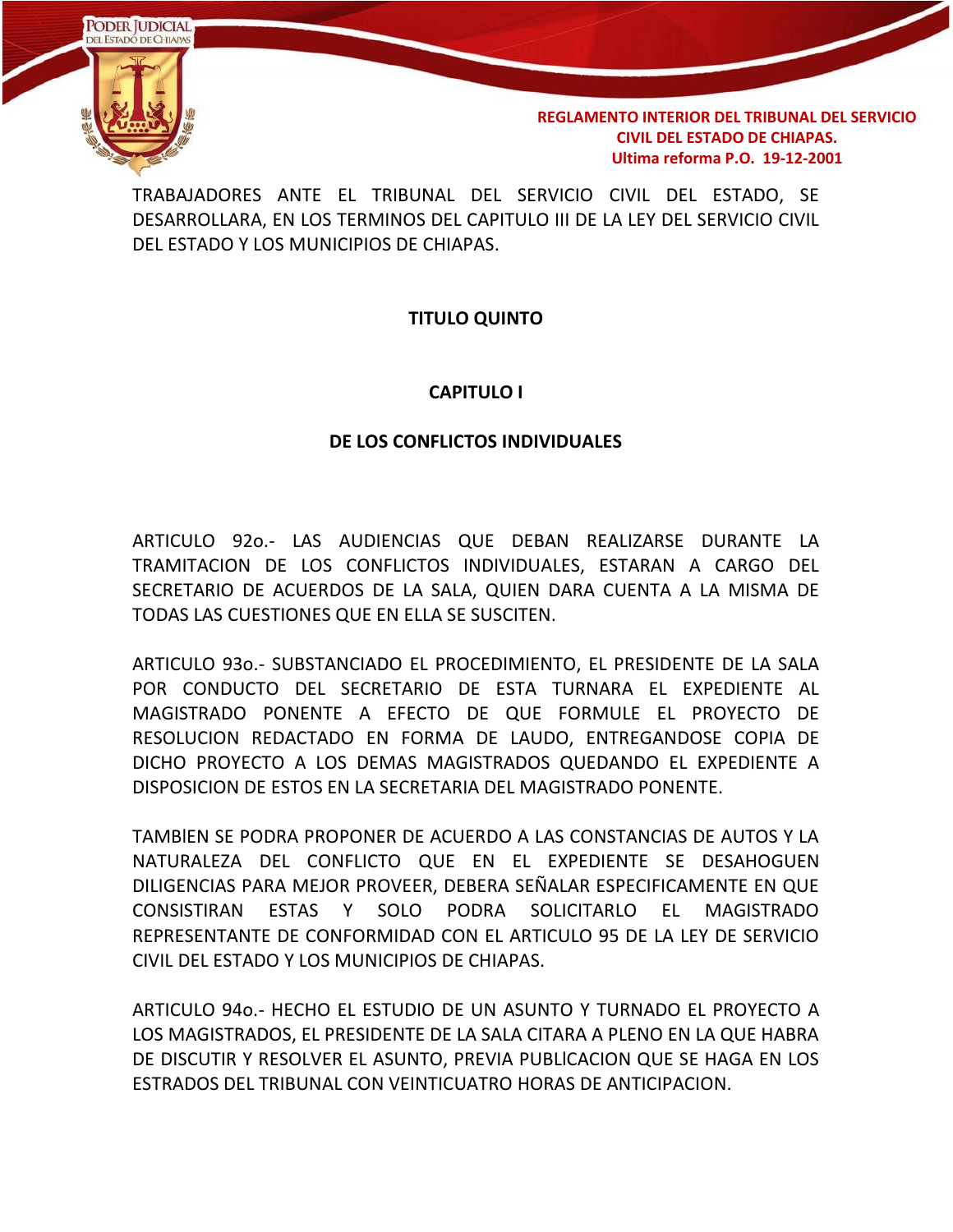TRABAJADORES ANTE EL TRIBUNAL DEL SERVICIO CIVIL DEL ESTADO, SE DESARROLLARA, EN LOS TERMINOS DEL CAPITULO III DE LA LEY DEL SERVICIO CIVIL DEL ESTADO Y LOS MUNICIPIOS DE CHIAPAS.

## TITULO QUINTO

### CAPITULO I

### DE LOS CONFLICTOS INDIVIDUALES

ARTICULO 92o.- LAS AUDIENCIAS QUE DEBAN REALIZARSE DURANTE LA TRAMITACION DE LOS CONFLICTOS INDIVIDUALES, ESTARAN A CARGO DEL SECRETARIO DE ACUERDOS DE LA SALA, QUIEN DARA CUENTA A LA MISMA DE TODAS LAS CUESTIONES QUE EN ELLA SE SUSCITEN.

ARTICULO 93o.- SUBSTANCIADO EL PROCEDIMIENTO, EL PRESIDENTE DE LA SALA POR CONDUCTO DEL SECRETARIO DE ESTA TURNARA EL EXPEDIENTE AL MAGISTRADO PONENTE A EFECTO DE QUE FORMULE EL PROYECTO DE RESOLUCION REDACTADO EN FORMA DE LAUDO, ENTREGANDOSE COPIA DE DICHO PROYECTO A LOS DEMAS MAGISTRADOS QUEDANDO EL EXPEDIENTE A DISPOSICION DE ESTOS EN LA SECRETARIA DEL MAGISTRADO PONENTE.

TAMBIEN SE PODRA PROPONER DE ACUERDO A LAS CONSTANCIAS DE AUTOS Y LA NATURALEZA DEL CONFLICTO QUE EN EL EXPEDIENTE SE DESAHOGUEN DILIGENCIAS PARA MEJOR PROVEER, DEBERA SEÑALAR ESPECIFICAMENTE EN QUE CONSISTIRAN ESTAS Y SOLO PODRA SOLICITARLO EL MAGISTRADO REPRESENTANTE DE CONFORMIDAD CON EL ARTICULO 95 DE LA LEY DE SERVICIO CIVIL DEL ESTADO Y LOS MUNICIPIOS DE CHIAPAS.

ARTICULO 94o.- HECHO EL ESTUDIO DE UN ASUNTO Y TURNADO EL PROYECTO A LOS MAGISTRADOS, EL PRESIDENTE DE LA SALA CITARA A PLENO EN LA QUE HABRA DE DISCUTIR Y RESOLVER EL ASUNTO, PREVIA PUBLICACION QUE SE HAGA EN LOS ESTRADOS DEL TRIBUNAL CON VEINTICUATRO HORAS DE ANTICIPACION.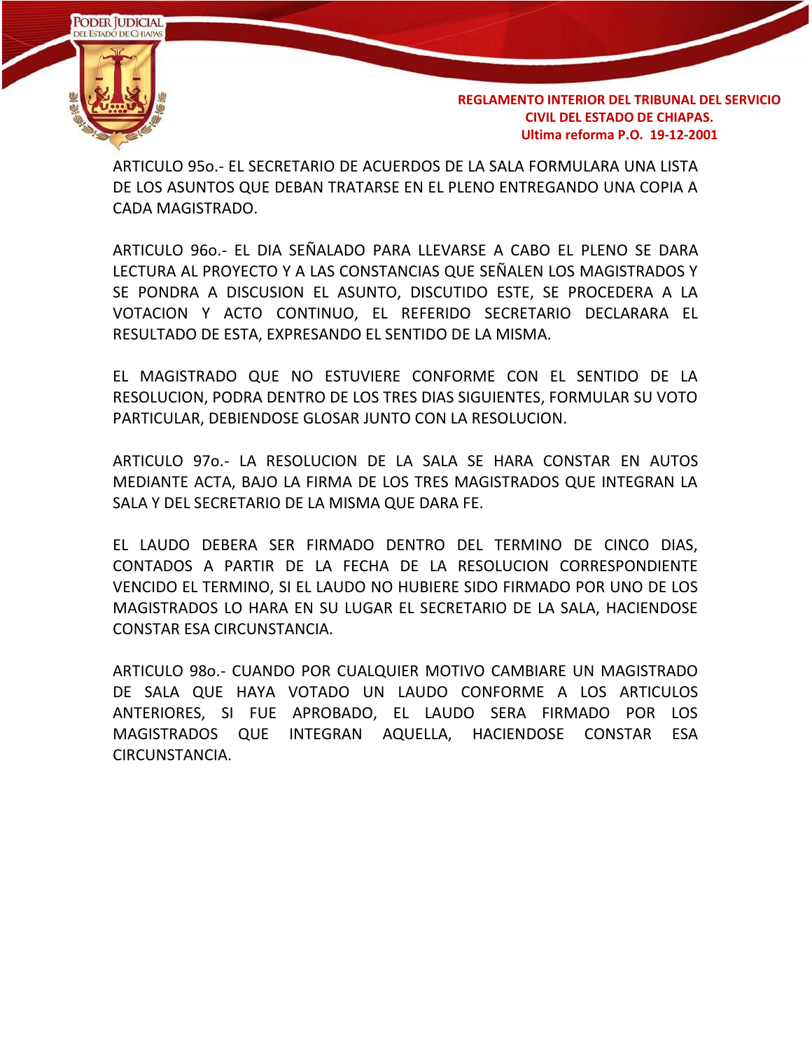ARTICULO 95o.- EL SECRETARIO DE ACUERDOS DE LA SALA FORMULARA UNA LISTA DE LOS ASUNTOS QUE DEBAN TRATARSE EN EL PLENO ENTREGANDO UNA COPIA A CADA MAGISTRADO.

ARTICULO 96o.- EL DIA SEÑALADO PARA LLEVARSE A CABO EL PLENO SE DARA LECTURA AL PROYECTO Y A LAS CONSTANCIAS QUE SEÑALEN LOS MAGISTRADOS Y SE PONDRA A DISCUSION EL ASUNTO, DISCUTIDO ESTE, SE PROCEDERA A LA VOTACION Y ACTO CONTINUO, EL REFERIDO SECRETARIO DECLARARA EL RESULTADO DE ESTA, EXPRESANDO EL SENTIDO DE LA MISMA.

EL MAGISTRADO QUE NO ESTUVIERE CONFORME CON EL SENTIDO DE LA RESOLUCION, PODRA DENTRO DE LOS TRES DIAS SIGUIENTES, FORMULAR SU VOTO PARTICULAR, DEBIENDOSE GLOSAR JUNTO CON LA RESOLUCION.

ARTICULO 97o.- LA RESOLUCION DE LA SALA SE HARA CONSTAR EN AUTOS MEDIANTE ACTA, BAJO LA FIRMA DE LOS TRES MAGISTRADOS QUE INTEGRAN LA SALA Y DEL SECRETARIO DE LA MISMA QUE DARA FE.

EL LAUDO DEBERA SER FIRMADO DENTRO DEL TERMINO DE CINCO DIAS, CONTADOS A PARTIR DE LA FECHA DE LA RESOLUCION CORRESPONDIENTE VENCIDO EL TERMINO, SI EL LAUDO NO HUBIERE SIDO FIRMADO POR UNO DE LOS MAGISTRADOS LO HARA EN SU LUGAR EL SECRETARIO DE LA SALA, HACIENDOSE CONSTAR ESA CIRCUNSTANCIA.

ARTICULO 98o.- CUANDO POR CUALQUIER MOTIVO CAMBIARE UN MAGISTRADO DE SALA QUE HAYA VOTADO UN LAUDO CONFORME A LOS ARTICULOS ANTERIORES, SI FUE APROBADO, EL LAUDO SERA FIRMADO POR LOS MAGISTRADOS QUE INTEGRAN AQUELLA, HACIENDOSE CONSTAR ESA CIRCUNSTANCIA.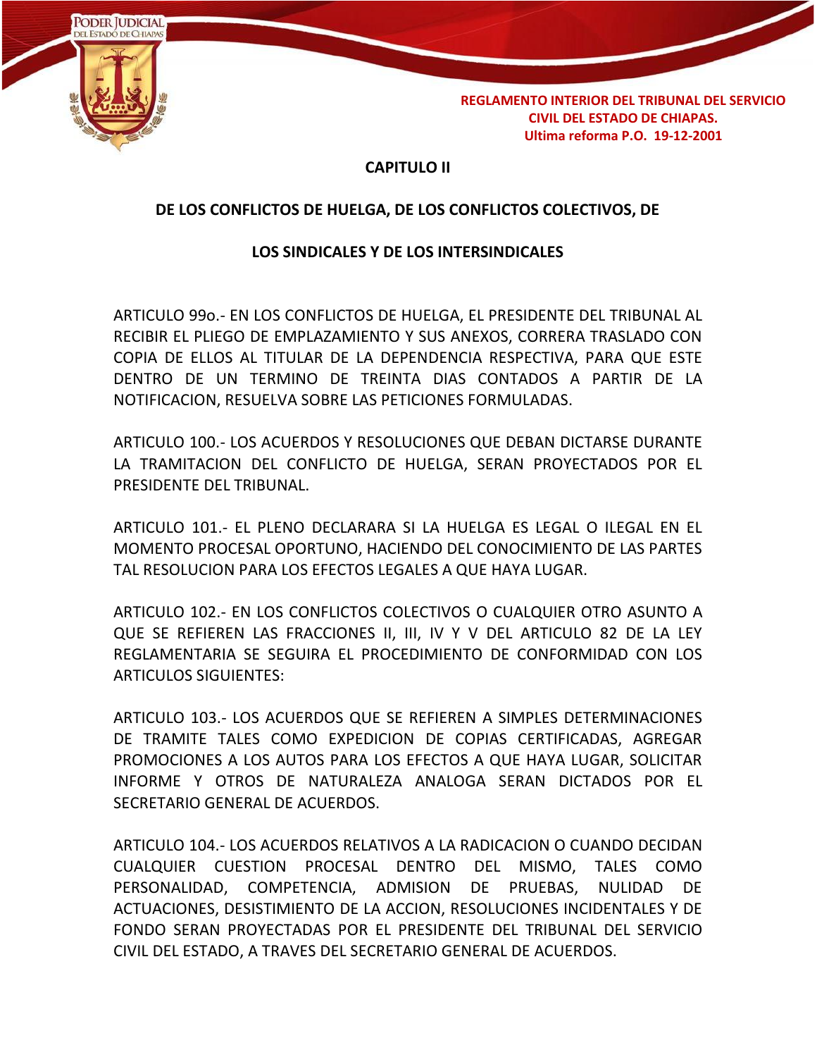## CAPITULO II

## DE LOS CONFLICTOS DE HUELGA, DE LOS CONFLICTOS COLECTIVOS, DE LOS SINDICALES Y DE LOS INTERSINDICALES

ARTICULO 99o.- EN LOS CONFLICTOS DE HUELGA, EL PRESIDENTE DEL TRIBUNAL AL RECIBIR EL PLIEGO DE EMPLAZAMIENTO Y SUS ANEXOS, CORRERA TRASLADO CON COPIA DE ELLOS AL TITULAR DE LA DEPENDENCIA RESPECTIVA, PARA QUE ESTE DENTRO DE UN TERMINO DE TREINTA DIAS CONTADOS A PARTIR DE LA NOTIFICACION, RESUELVA SOBRE LAS PETICIONES FORMULADAS.

ARTICULO 100.- LOS ACUERDOS Y RESOLUCIONES QUE DEBAN DICTARSE DURANTE LA TRAMITACION DEL CONFLICTO DE HUELGA, SERAN PROYECTADOS POR EL PRESIDENTE DEL TRIBUNAL.

ARTICULO 101.- EL PLENO DECLARARA SI LA HUELGA ES LEGAL O ILEGAL EN EL MOMENTO PROCESAL OPORTUNO, HACIENDO DEL CONOCIMIENTO DE LAS PARTES TAL RESOLUCION PARA LOS EFECTOS LEGALES A QUE HAYA LUGAR.

ARTICULO 102.- EN LOS CONFLICTOS COLECTIVOS O CUALQUIER OTRO ASUNTO A QUE SE REFIEREN LAS FRACCIONES II, III, IV Y V DEL ARTICULO 82 DE LA LEY REGLAMENTARIA SE SEGUIRA EL PROCEDIMIENTO DE CONFORMIDAD CON LOS ARTICULOS SIGUIENTES:

ARTICULO 103.- LOS ACUERDOS QUE SE REFIEREN A SIMPLES DETERMINACIONES DE TRAMITE TALES COMO EXPEDICION DE COPIAS CERTIFICADAS, AGREGAR PROMOCIONES A LOS AUTOS PARA LOS EFECTOS A QUE HAYA LUGAR, SOLICITAR INFORME Y OTROS DE NATURALEZA ANALOGA SERAN DICTADOS POR EL SECRETARIO GENERAL DE ACUERDOS.

ARTICULO 104.- LOS ACUERDOS RELATIVOS A LA RADICACION O CUANDO DECIDAN CUALQUIER CUESTION PROCESAL DENTRO DEL MISMO, TALES COMO PERSONALIDAD, COMPETENCIA, ADMISION DE PRUEBAS, NULIDAD DE ACTUACIONES, DESISTIMIENTO DE LA ACCION, RESOLUCIONES INCIDENTALES Y DE FONDO SERAN PROYECTADAS POR EL PRESIDENTE DEL TRIBUNAL DEL SERVICIO CIVIL DEL ESTADO, A TRAVES DEL SECRETARIO GENERAL DE ACUERDOS.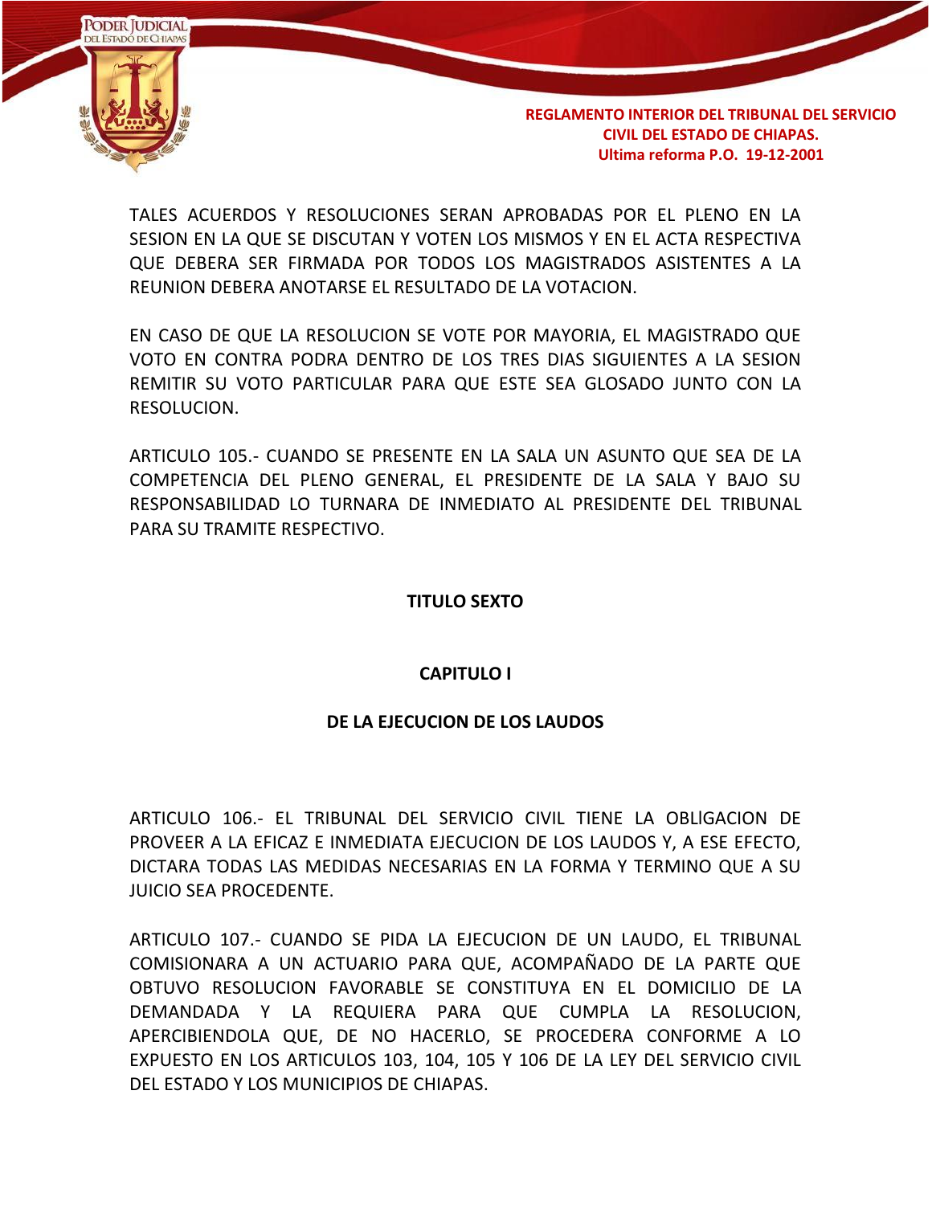TALES ACUERDOS Y RESOLUCIONES SERAN APROBADAS POR EL PLENO EN LA SESION EN LA QUE SE DISCUTAN Y VOTEN LOS MISMOS Y EN EL ACTA RESPECTIVA QUE DEBERA SER FIRMADA POR TODOS LOS MAGISTRADOS ASISTENTES A LA REUNION DEBERA ANOTARSE EL RESULTADO DE LA VOTACION.

EN CASO DE QUE LA RESOLUCION SE VOTE POR MAYORIA, EL MAGISTRADO QUE VOTO EN CONTRA PODRA DENTRO DE LOS TRES DIAS SIGUIENTES A LA SESION REMITIR SU VOTO PARTICULAR PARA QUE ESTE SEA GLOSADO JUNTO CON LA RESOLUCION.

ARTICULO 105.- CUANDO SE PRESENTE EN LA SALA UN ASUNTO QUE SEA DE LA COMPETENCIA DEL PLENO GENERAL, EL PRESIDENTE DE LA SALA Y BAJO SU RESPONSABILIDAD LO TURNARA DE INMEDIATO AL PRESIDENTE DEL TRIBUNAL PARA SU TRAMITE RESPECTIVO.

## TITULO SEXTO

### CAPITULO I

### DE LA EJECUCION DE LOS LAUDOS

ARTICULO 106.- EL TRIBUNAL DEL SERVICIO CIVIL TIENE LA OBLIGACION DE PROVEER A LA EFICAZ E INMEDIATA EJECUCION DE LOS LAUDOS Y, A ESE EFECTO, DICTARA TODAS LAS MEDIDAS NECESARIAS EN LA FORMA Y TERMINO QUE A SU JUICIO SEA PROCEDENTE.

ARTICULO 107.- CUANDO SE PIDA LA EJECUCION DE UN LAUDO, EL TRIBUNAL COMISIONARA A UN ACTUARIO PARA QUE, ACOMPAÑADO DE LA PARTE QUE OBTUVO RESOLUCION FAVORABLE SE CONSTITUYA EN EL DOMICILIO DE LA DEMANDADA Y LA REQUIERA PARA QUE CUMPLA LA RESOLUCION, APERCIBIENDOLA QUE, DE NO HACERLO, SE PROCEDERA CONFORME A LO EXPUESTO EN LOS ARTICULOS 103, 104, 105 Y 106 DE LA LEY DEL SERVICIO CIVIL DEL ESTADO Y LOS MUNICIPIOS DE CHIAPAS.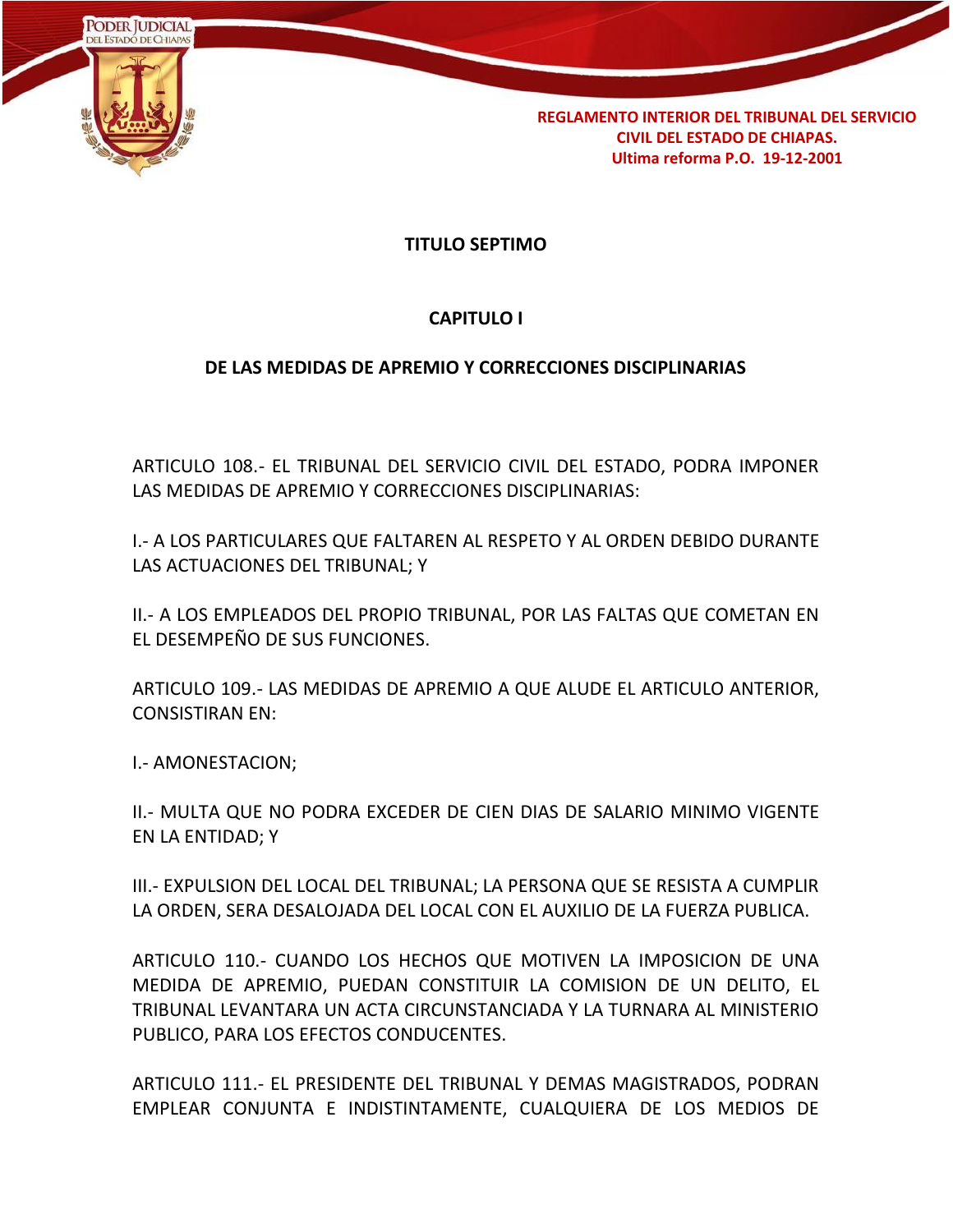## TITULO SEPTIMO

### CAPITULO I

### DE LAS MEDIDAS DE APREMIO Y CORRECCIONES DISCIPLINARIAS

ARTICULO 108.- EL TRIBUNAL DEL SERVICIO CIVIL DEL ESTADO, PODRA IMPONER LAS MEDIDAS DE APREMIO Y CORRECCIONES DISCIPLINARIAS:

I.- A LOS PARTICULARES QUE FALTAREN AL RESPETO Y AL ORDEN DEBIDO DURANTE LAS ACTUACIONES DEL TRIBUNAL; Y

II.- A LOS EMPLEADOS DEL PROPIO TRIBUNAL, POR LAS FALTAS QUE COMETAN EN EL DESEMPEÑO DE SUS FUNCIONES.

ARTICULO 109.- LAS MEDIDAS DE APREMIO A QUE ALUDE EL ARTICULO ANTERIOR, CONSISTIRAN EN:

I.- AMONESTACION;

II.- MULTA QUE NO PODRA EXCEDER DE CIEN DIAS DE SALARIO MINIMO VIGENTE EN LA ENTIDAD; Y

III.- EXPULSION DEL LOCAL DEL TRIBUNAL; LA PERSONA QUE SE RESISTA A CUMPLIR LA ORDEN, SERA DESALOJADA DEL LOCAL CON EL AUXILIO DE LA FUERZA PUBLICA.

ARTICULO 110.- CUANDO LOS HECHOS QUE MOTIVEN LA IMPOSICION DE UNA MEDIDA DE APREMIO, PUEDAN CONSTITUIR LA COMISION DE UN DELITO, EL TRIBUNAL LEVANTARA UN ACTA CIRCUNSTANCIADA Y LA TURNARA AL MINISTERIO PUBLICO, PARA LOS EFECTOS CONDUCENTES.

ARTICULO 111.- EL PRESIDENTE DEL TRIBUNAL Y DEMAS MAGISTRADOS, PODRAN EMPLEAR CONJUNTA E INDISTINTAMENTE, CUALQUIERA DE LOS MEDIOS DE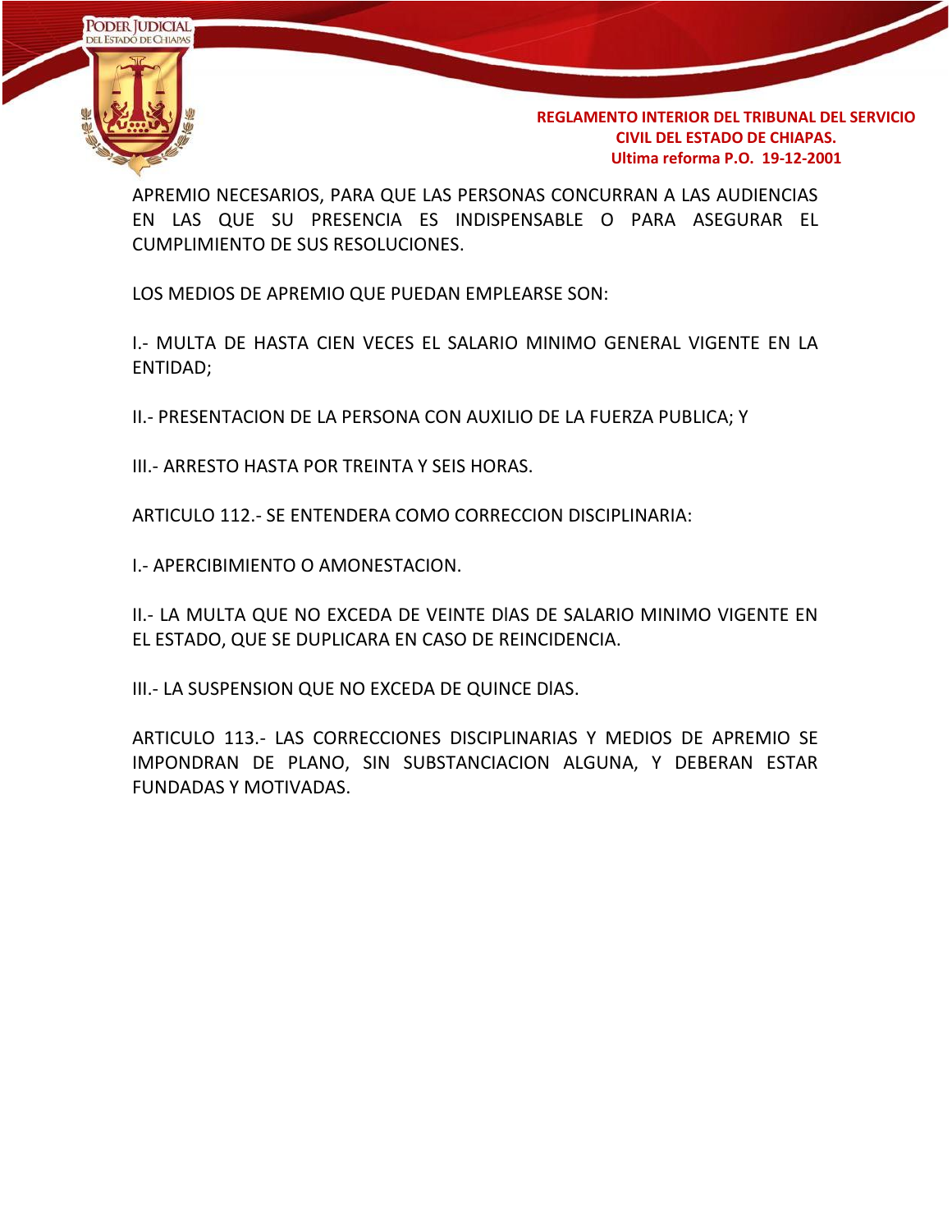APREMIO NECESARIOS, PARA QUE LAS PERSONAS CONCURRAN A LAS AUDIENCIAS EN LAS QUE SU PRESENCIA ES INDISPENSABLE O PARA ASEGURAR EL CUMPLIMIENTO DE SUS RESOLUCIONES.

LOS MEDIOS DE APREMIO QUE PUEDAN EMPLEARSE SON:

I.- MULTA DE HASTA CIEN VECES EL SALARIO MINIMO GENERAL VIGENTE EN LA ENTIDAD;

II.- PRESENTACION DE LA PERSONA CON AUXILIO DE LA FUERZA PUBLICA; Y

III.- ARRESTO HASTA POR TREINTA Y SEIS HORAS.

ARTICULO 112.- SE ENTENDERA COMO CORRECCION DISCIPLINARIA:

I.- APERCIBIMIENTO O AMONESTACION.

II.- LA MULTA QUE NO EXCEDA DE VEINTE DIAS DE SALARIO MINIMO VIGENTE EN EL ESTADO, QUE SE DUPLICARA EN CASO DE REINCIDENCIA.

III.- LA SUSPENSION QUE NO EXCEDA DE QUINCE DIAS.

ARTICULO 113.- LAS CORRECCIONES DISCIPLINARIAS Y MEDIOS DE APREMIO SE IMPONDRAN DE PLANO, SIN SUBSTANCIACION ALGUNA, Y DEBERAN ESTAR FUNDADAS Y MOTIVADAS.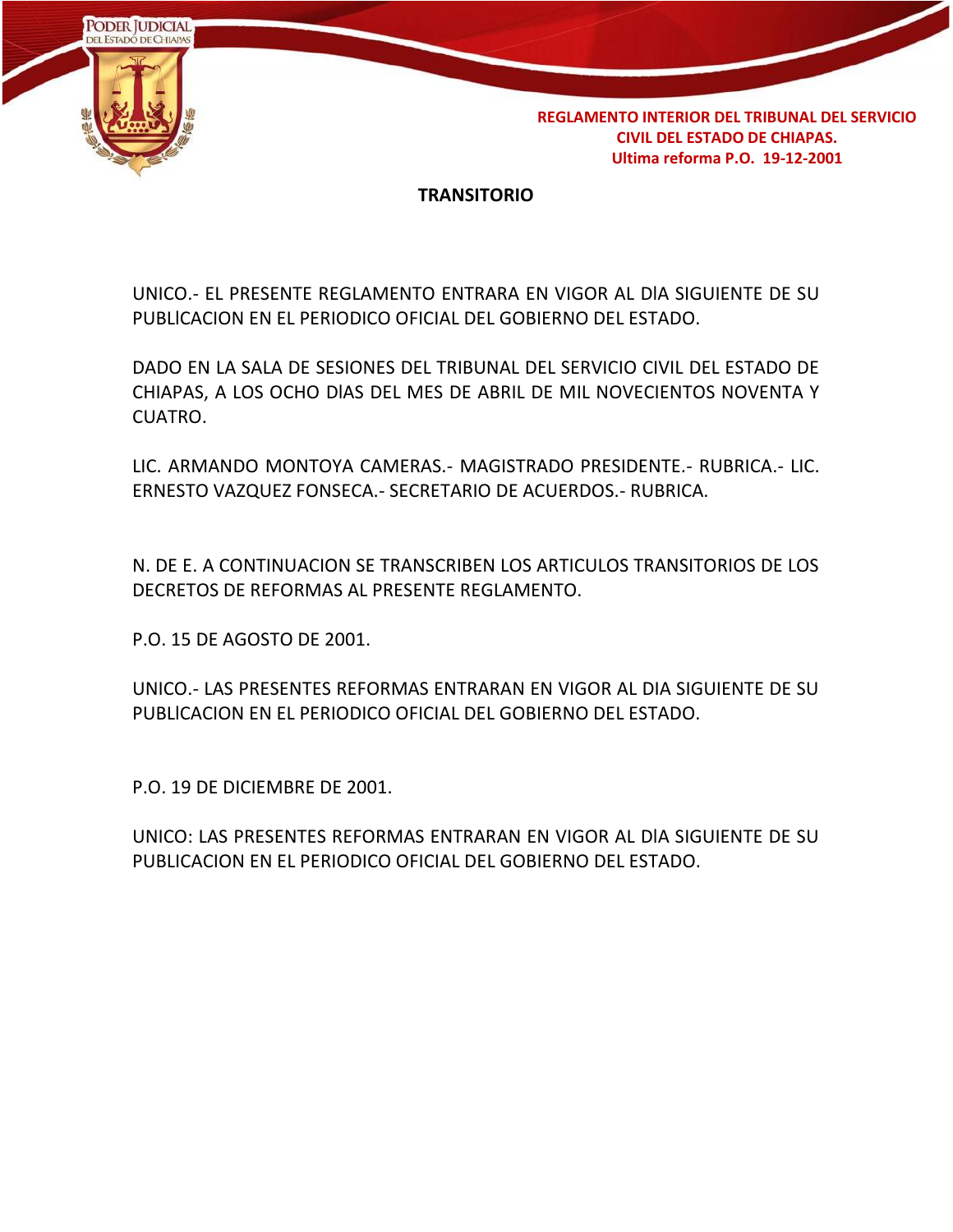## TRANSITORIO

UNICO.- EL PRESENTE REGLAMENTO ENTRARA EN VIGOR AL DIA SIGUIENTE DE SU PUBLICACION EN EL PERIODICO OFICIAL DEL GOBIERNO DEL ESTADO.

DADO EN LA SALA DE SESIONES DEL TRIBUNAL DEL SERVICIO CIVIL DEL ESTADO DE CHIAPAS, A LOS OCHO DIAS DEL MES DE ABRIL DE MIL NOVECIENTOS NOVENTA Y CUATRO.

LIC. ARMANDO MONTOYA CAMERAS.- MAGISTRADO PRESIDENTE.- RUBRICA.- LIC. ERNESTO VAZQUEZ FONSECA.- SECRETARIO DE ACUERDOS.- RUBRICA.

N. DE E. A CONTINUACION SE TRANSCRIBEN LOS ARTICULOS TRANSITORIOS DE LOS DECRETOS DE REFORMAS AL PRESENTE REGLAMENTO.

P.O. 15 DE AGOSTO DE 2001.

UNICO.- LAS PRESENTES REFORMAS ENTRARAN EN VIGOR AL DIA SIGUIENTE DE SU PUBLICACION EN EL PERIODICO OFICIAL DEL GOBIERNO DEL ESTADO.

P.O. 19 DE DICIEMBRE DE 2001.

UNICO: LAS PRESENTES REFORMAS ENTRARAN EN VIGOR AL DIA SIGUIENTE DE SU PUBLICACION EN EL PERIODICO OFICIAL DEL GOBIERNO DEL ESTADO.